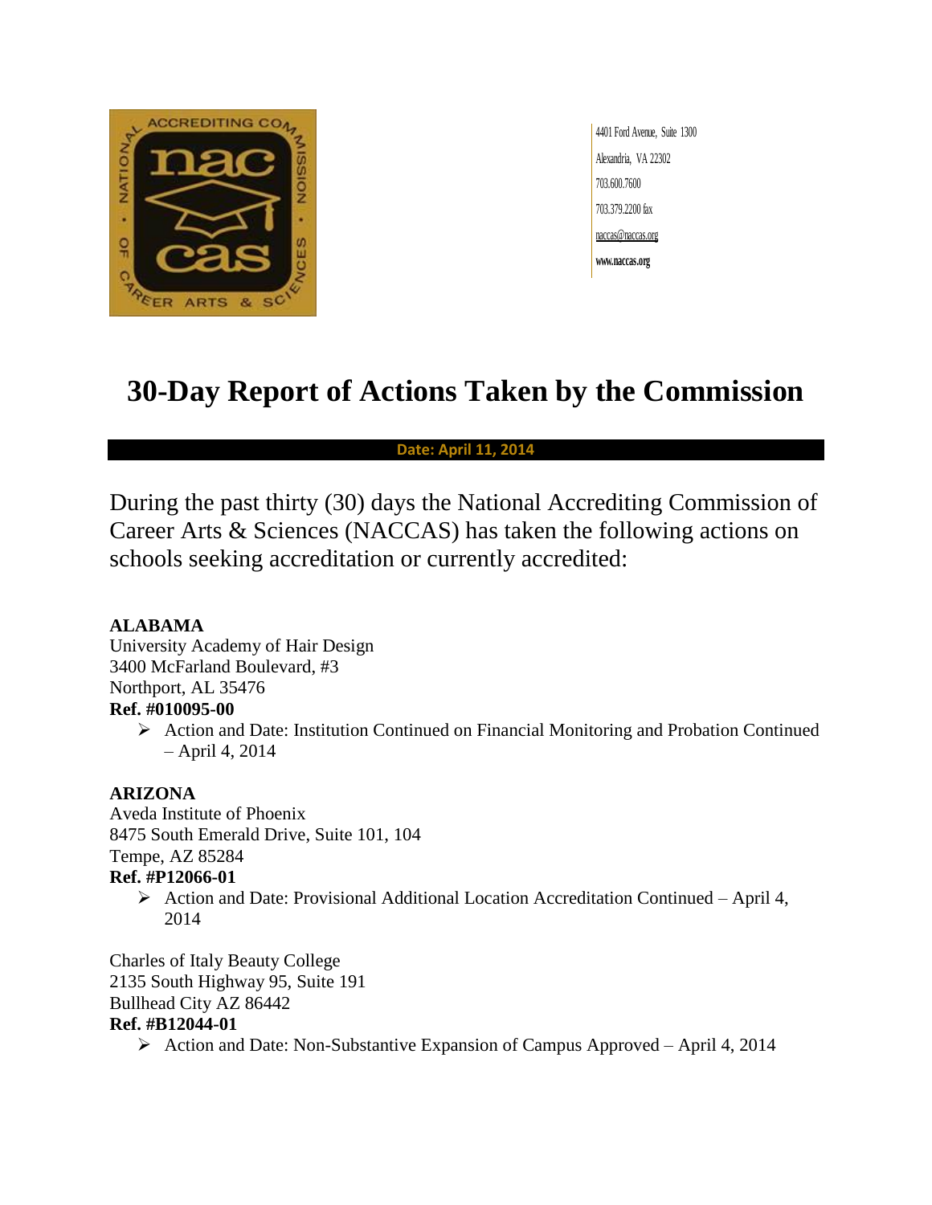4401 Ford Avenue, Suite 1300
Alexandria, VA 22302
703.600.7600
703.379.2200 fax
naccas@naccas.org
www.naccas.org

# 30-Day Report of Actions Taken by the Commission

**Date: April 11, 2014**

During the past thirty (30) days the National Accrediting Commission of Career Arts & Sciences (NACCAS) has taken the following actions on schools seeking accreditation or currently accredited:

**ALABAMA**

University Academy of Hair Design
3400 McFarland Boulevard, #3
Northport, AL 35476
**Ref. #010095-00**

- Action and Date: Institution Continued on Financial Monitoring and Probation Continued – April 4, 2014

**ARIZONA**

Aveda Institute of Phoenix
8475 South Emerald Drive, Suite 101, 104
Tempe, AZ 85284
**Ref. #P12066-01**

- Action and Date: Provisional Additional Location Accreditation Continued – April 4, 2014

Charles of Italy Beauty College
2135 South Highway 95, Suite 191
Bullhead City AZ 86442
**Ref. #B12044-01**

- Action and Date: Non-Substantive Expansion of Campus Approved – April 4, 2014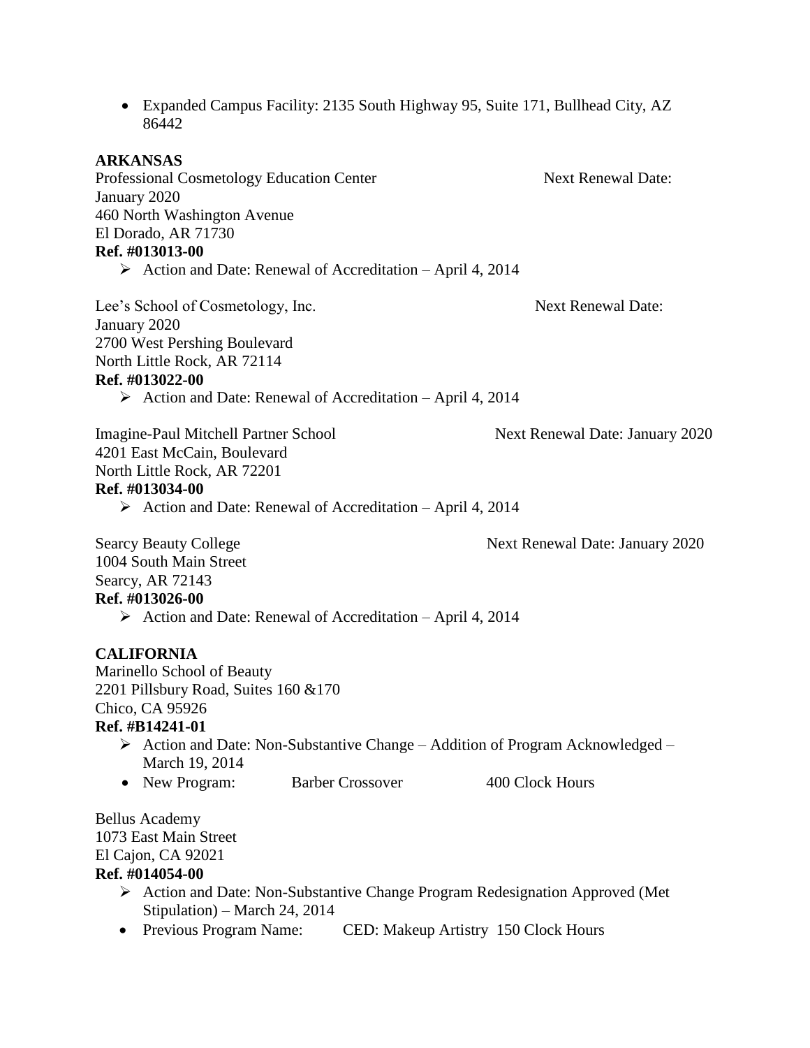- Expanded Campus Facility: 2135 South Highway 95, Suite 171, Bullhead City, AZ 86442

**ARKANSAS**

Professional Cosmetology Education Center Next Renewal Date: January 2020
460 North Washington Avenue
El Dorado, AR 71730
**Ref. #013013-00**

- Action and Date: Renewal of Accreditation – April 4, 2014

Lee's School of Cosmetology, Inc. Next Renewal Date: January 2020
2700 West Pershing Boulevard
North Little Rock, AR 72114
**Ref. #013022-00**

- Action and Date: Renewal of Accreditation – April 4, 2014

Imagine-Paul Mitchell Partner School Next Renewal Date: January 2020
4201 East McCain, Boulevard
North Little Rock, AR 72201
**Ref. #013034-00**

- Action and Date: Renewal of Accreditation – April 4, 2014

Searcy Beauty College Next Renewal Date: January 2020
1004 South Main Street
Searcy, AR 72143
**Ref. #013026-00**

- Action and Date: Renewal of Accreditation – April 4, 2014

**CALIFORNIA**

Marinello School of Beauty
2201 Pillsbury Road, Suites 160 &170
Chico, CA 95926
**Ref. #B14241-01**

- Action and Date: Non-Substantive Change – Addition of Program Acknowledged – March 19, 2014
- New Program: Barber Crossover 400 Clock Hours

Bellus Academy
1073 East Main Street
El Cajon, CA 92021
**Ref. #014054-00**

- Action and Date: Non-Substantive Change Program Redesignation Approved (Met Stipulation) – March 24, 2014
- Previous Program Name: CED: Makeup Artistry 150 Clock Hours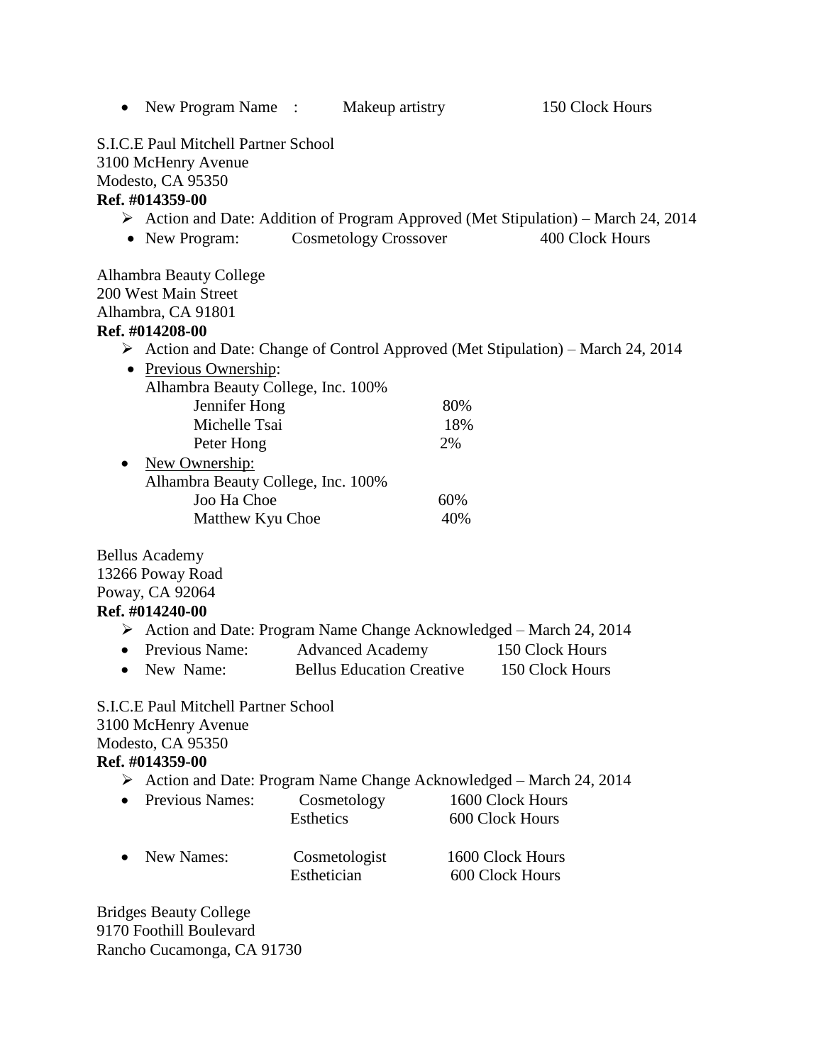- New Program Name : Makeup artistry 150 Clock Hours

S.I.C.E Paul Mitchell Partner School
3100 McHenry Avenue
Modesto, CA 95350
**Ref. #014359-00**

- ➢ Action and Date: Addition of Program Approved (Met Stipulation) – March 24, 2014
- New Program: Cosmetology Crossover 400 Clock Hours

Alhambra Beauty College
200 West Main Street
Alhambra, CA 91801
**Ref. #014208-00**

- ➢ Action and Date: Change of Control Approved (Met Stipulation) – March 24, 2014
- Previous Ownership:
  Alhambra Beauty College, Inc. 100%
  - Jennifer Hong 80%
  - Michelle Tsai 18%
  - Peter Hong 2%
- New Ownership:
  Alhambra Beauty College, Inc. 100%
  - Joo Ha Choe 60%
  - Matthew Kyu Choe 40%

Bellus Academy
13266 Poway Road
Poway, CA 92064
**Ref. #014240-00**

- ➢ Action and Date: Program Name Change Acknowledged – March 24, 2014
- Previous Name: Advanced Academy 150 Clock Hours
- New Name: Bellus Education Creative 150 Clock Hours

S.I.C.E Paul Mitchell Partner School
3100 McHenry Avenue
Modesto, CA 95350
**Ref. #014359-00**

- ➢ Action and Date: Program Name Change Acknowledged – March 24, 2014
- Previous Names: Cosmetology 1600 Clock Hours
  Esthetics 600 Clock Hours
- New Names: Cosmetologist 1600 Clock Hours
  Esthetician 600 Clock Hours

Bridges Beauty College
9170 Foothill Boulevard
Rancho Cucamonga, CA 91730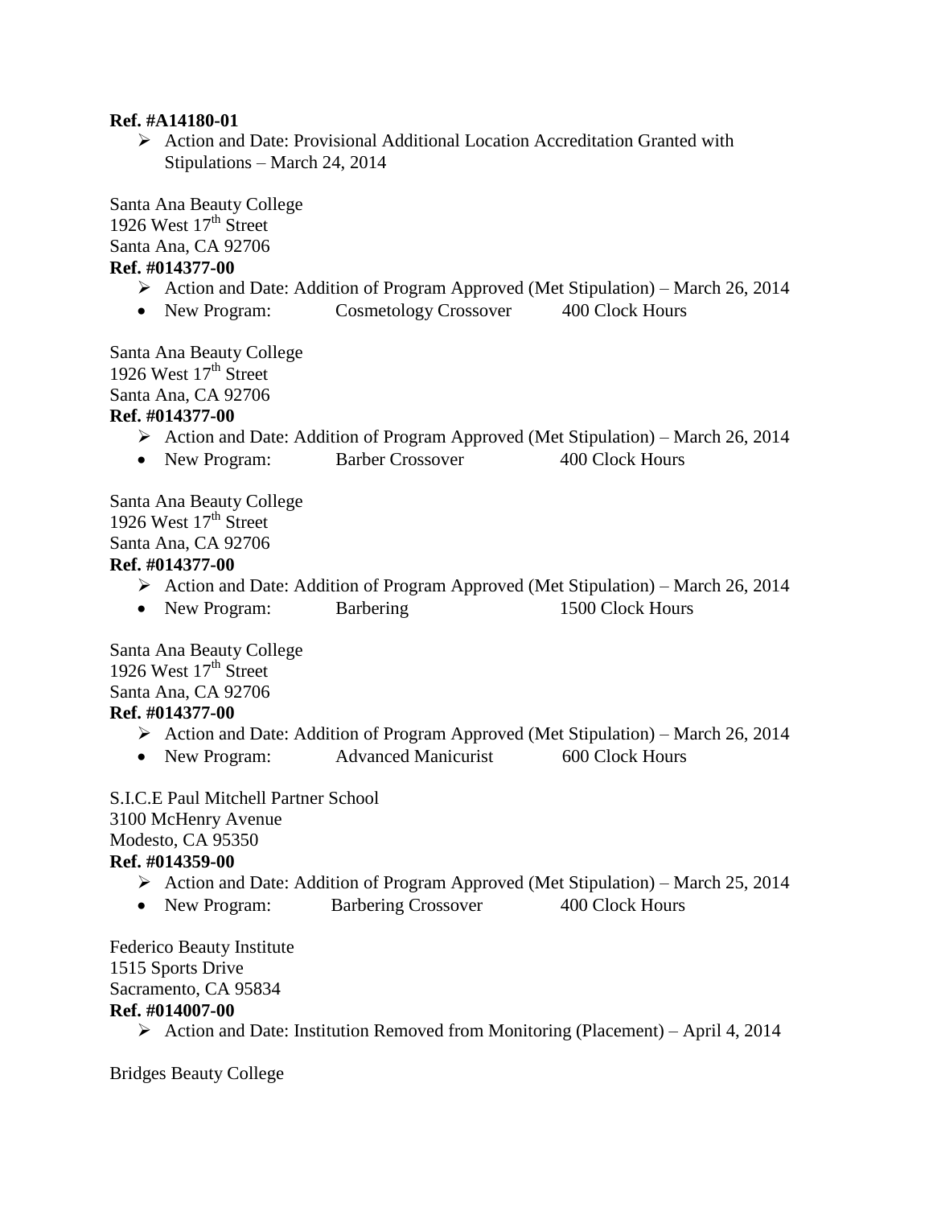**Ref. #A14180-01**

- Action and Date: Provisional Additional Location Accreditation Granted with Stipulations – March 24, 2014

Santa Ana Beauty College
1926 West 17th Street
Santa Ana, CA 92706
**Ref. #014377-00**

- Action and Date: Addition of Program Approved (Met Stipulation) – March 26, 2014
- New Program: Cosmetology Crossover 400 Clock Hours

Santa Ana Beauty College
1926 West 17th Street
Santa Ana, CA 92706
**Ref. #014377-00**

- Action and Date: Addition of Program Approved (Met Stipulation) – March 26, 2014
- New Program: Barber Crossover 400 Clock Hours

Santa Ana Beauty College
1926 West 17th Street
Santa Ana, CA 92706
**Ref. #014377-00**

- Action and Date: Addition of Program Approved (Met Stipulation) – March 26, 2014
- New Program: Barbering 1500 Clock Hours

Santa Ana Beauty College
1926 West 17th Street
Santa Ana, CA 92706
**Ref. #014377-00**

- Action and Date: Addition of Program Approved (Met Stipulation) – March 26, 2014
- New Program: Advanced Manicurist 600 Clock Hours

S.I.C.E Paul Mitchell Partner School
3100 McHenry Avenue
Modesto, CA 95350
**Ref. #014359-00**

- Action and Date: Addition of Program Approved (Met Stipulation) – March 25, 2014
- New Program: Barbering Crossover 400 Clock Hours

Federico Beauty Institute
1515 Sports Drive
Sacramento, CA 95834
**Ref. #014007-00**

- Action and Date: Institution Removed from Monitoring (Placement) – April 4, 2014

Bridges Beauty College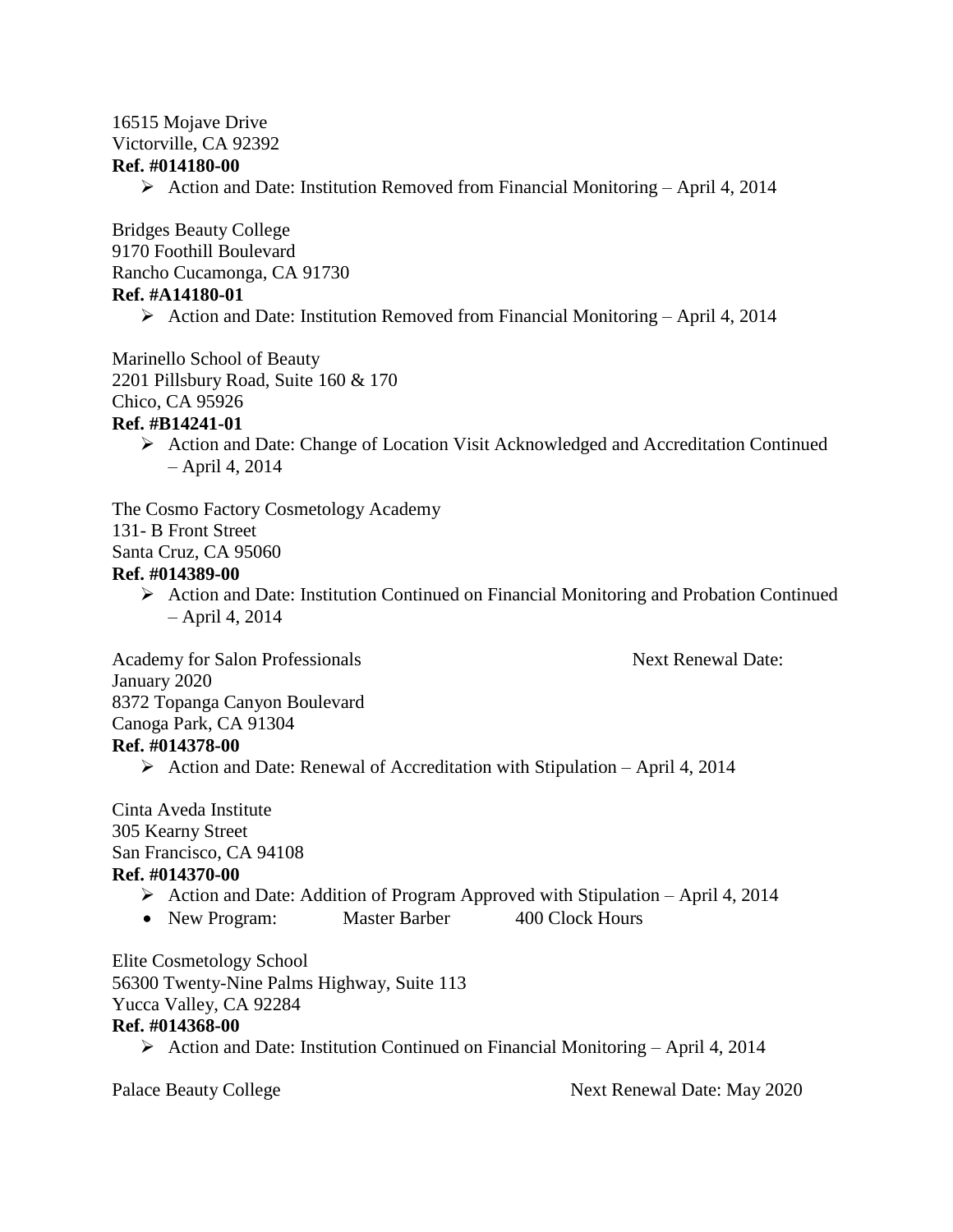16515 Mojave Drive
Victorville, CA 92392
**Ref. #014180-00**

- Action and Date: Institution Removed from Financial Monitoring – April 4, 2014

Bridges Beauty College
9170 Foothill Boulevard
Rancho Cucamonga, CA 91730
**Ref. #A14180-01**

- Action and Date: Institution Removed from Financial Monitoring – April 4, 2014

Marinello School of Beauty
2201 Pillsbury Road, Suite 160 & 170
Chico, CA 95926
**Ref. #B14241-01**

- Action and Date: Change of Location Visit Acknowledged and Accreditation Continued – April 4, 2014

The Cosmo Factory Cosmetology Academy
131- B Front Street
Santa Cruz, CA 95060
**Ref. #014389-00**

- Action and Date: Institution Continued on Financial Monitoring and Probation Continued – April 4, 2014

Academy for Salon Professionals Next Renewal Date: January 2020
8372 Topanga Canyon Boulevard
Canoga Park, CA 91304
**Ref. #014378-00**

- Action and Date: Renewal of Accreditation with Stipulation – April 4, 2014

Cinta Aveda Institute
305 Kearny Street
San Francisco, CA 94108
**Ref. #014370-00**

- Action and Date: Addition of Program Approved with Stipulation – April 4, 2014
- New Program: Master Barber 400 Clock Hours

Elite Cosmetology School
56300 Twenty-Nine Palms Highway, Suite 113
Yucca Valley, CA 92284
**Ref. #014368-00**

- Action and Date: Institution Continued on Financial Monitoring – April 4, 2014

Palace Beauty College Next Renewal Date: May 2020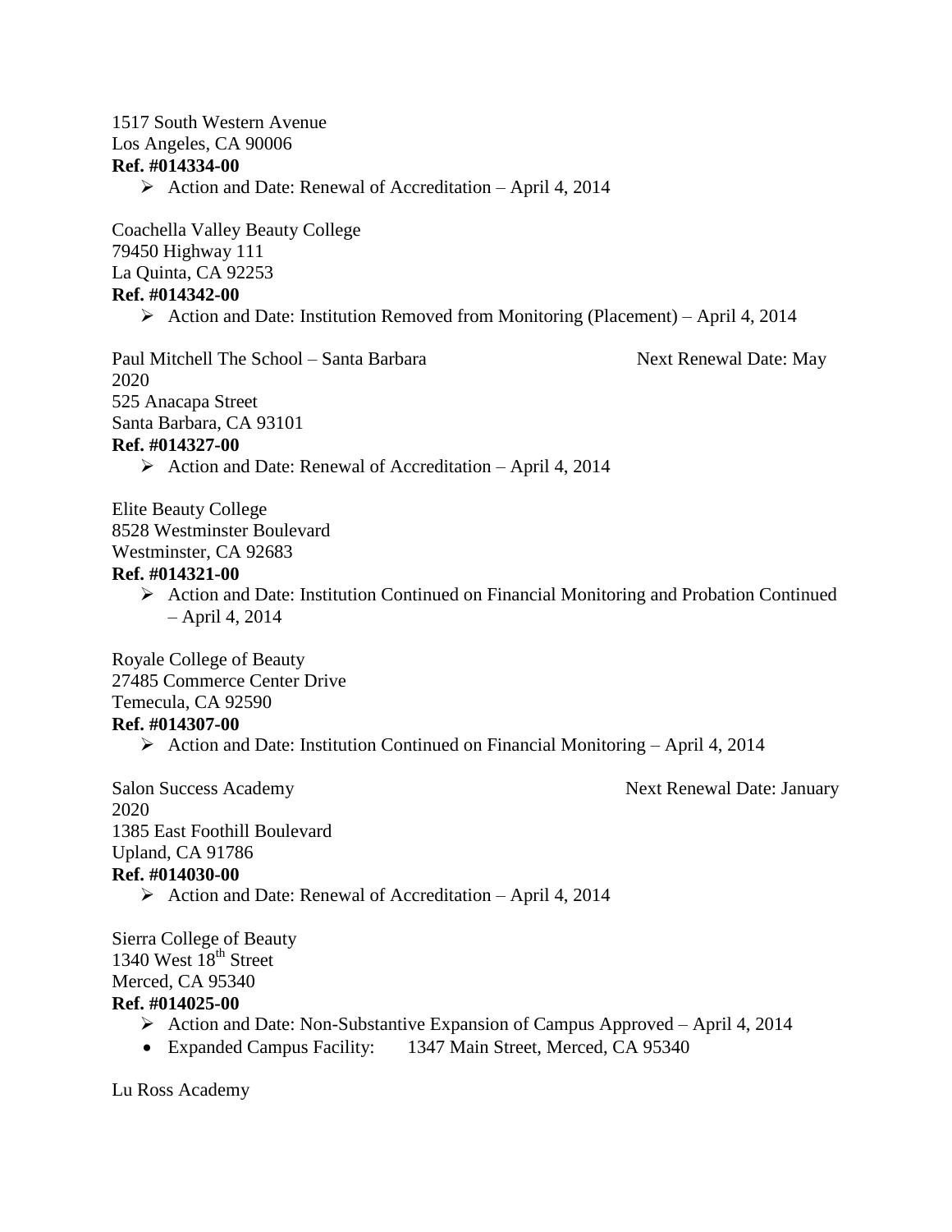1517 South Western Avenue
Los Angeles, CA 90006
**Ref. #014334-00**

- Action and Date: Renewal of Accreditation – April 4, 2014

Coachella Valley Beauty College
79450 Highway 111
La Quinta, CA 92253
**Ref. #014342-00**

- Action and Date: Institution Removed from Monitoring (Placement) – April 4, 2014

Paul Mitchell The School – Santa Barbara Next Renewal Date: May 2020
525 Anacapa Street
Santa Barbara, CA 93101
**Ref. #014327-00**

- Action and Date: Renewal of Accreditation – April 4, 2014

Elite Beauty College
8528 Westminster Boulevard
Westminster, CA 92683
**Ref. #014321-00**

- Action and Date: Institution Continued on Financial Monitoring and Probation Continued – April 4, 2014

Royale College of Beauty
27485 Commerce Center Drive
Temecula, CA 92590
**Ref. #014307-00**

- Action and Date: Institution Continued on Financial Monitoring – April 4, 2014

Salon Success Academy Next Renewal Date: January 2020
1385 East Foothill Boulevard
Upland, CA 91786
**Ref. #014030-00**

- Action and Date: Renewal of Accreditation – April 4, 2014

Sierra College of Beauty
1340 West 18th Street
Merced, CA 95340
**Ref. #014025-00**

- Action and Date: Non-Substantive Expansion of Campus Approved – April 4, 2014
- Expanded Campus Facility: 1347 Main Street, Merced, CA 95340

Lu Ross Academy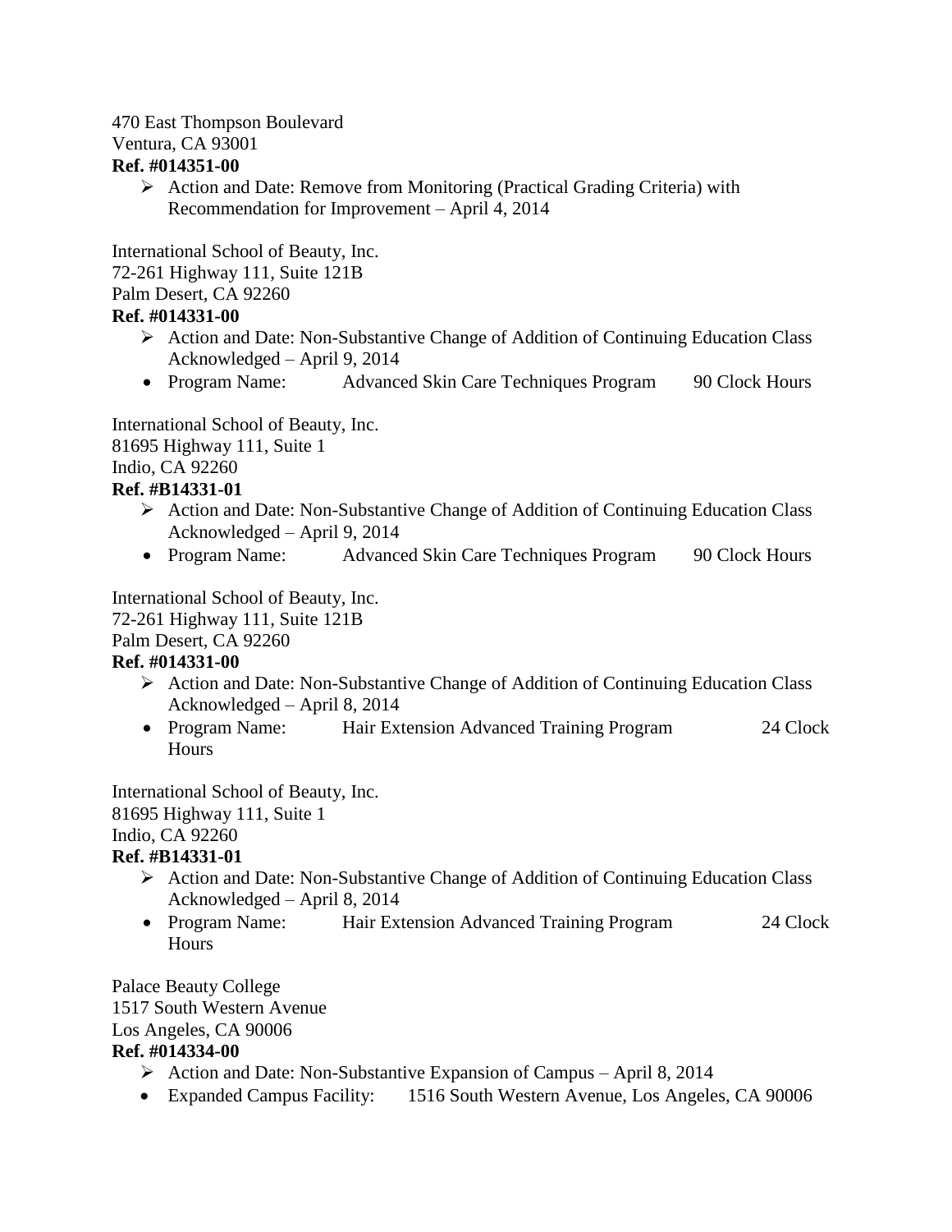470 East Thompson Boulevard
Ventura, CA 93001
**Ref. #014351-00**

- Action and Date: Remove from Monitoring (Practical Grading Criteria) with Recommendation for Improvement – April 4, 2014

International School of Beauty, Inc.
72-261 Highway 111, Suite 121B
Palm Desert, CA 92260
**Ref. #014331-00**

- Action and Date: Non-Substantive Change of Addition of Continuing Education Class Acknowledged – April 9, 2014
- Program Name: Advanced Skin Care Techniques Program 90 Clock Hours

International School of Beauty, Inc.
81695 Highway 111, Suite 1
Indio, CA 92260
**Ref. #B14331-01**

- Action and Date: Non-Substantive Change of Addition of Continuing Education Class Acknowledged – April 9, 2014
- Program Name: Advanced Skin Care Techniques Program 90 Clock Hours

International School of Beauty, Inc.
72-261 Highway 111, Suite 121B
Palm Desert, CA 92260
**Ref. #014331-00**

- Action and Date: Non-Substantive Change of Addition of Continuing Education Class Acknowledged – April 8, 2014
- Program Name: Hair Extension Advanced Training Program 24 Clock Hours

International School of Beauty, Inc.
81695 Highway 111, Suite 1
Indio, CA 92260
**Ref. #B14331-01**

- Action and Date: Non-Substantive Change of Addition of Continuing Education Class Acknowledged – April 8, 2014
- Program Name: Hair Extension Advanced Training Program 24 Clock Hours

Palace Beauty College
1517 South Western Avenue
Los Angeles, CA 90006
**Ref. #014334-00**

- Action and Date: Non-Substantive Expansion of Campus – April 8, 2014
- Expanded Campus Facility: 1516 South Western Avenue, Los Angeles, CA 90006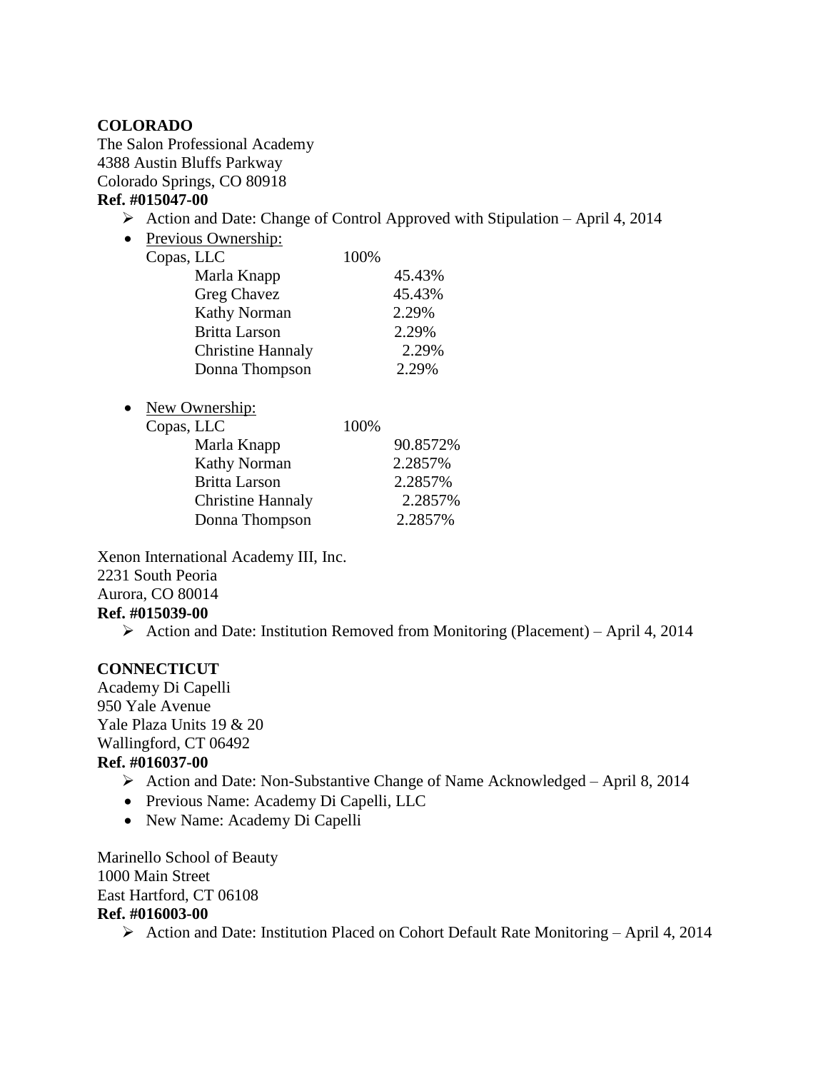**COLORADO**

The Salon Professional Academy
4388 Austin Bluffs Parkway
Colorado Springs, CO 80918

**Ref. #015047-00**

- Action and Date: Change of Control Approved with Stipulation – April 4, 2014
- Previous Ownership:

| | | |
|---|---|---|
| Copas, LLC | 100% | |
| Marla Knapp | | 45.43% |
| Greg Chavez | | 45.43% |
| Kathy Norman | | 2.29% |
| Britta Larson | | 2.29% |
| Christine Hannaly | | 2.29% |
| Donna Thompson | | 2.29% |

- New Ownership:

| | | |
|---|---|---|
| Copas, LLC | 100% | |
| Marla Knapp | | 90.8572% |
| Kathy Norman | | 2.2857% |
| Britta Larson | | 2.2857% |
| Christine Hannaly | | 2.2857% |
| Donna Thompson | | 2.2857% |

Xenon International Academy III, Inc.
2231 South Peoria
Aurora, CO 80014

**Ref. #015039-00**

- Action and Date: Institution Removed from Monitoring (Placement) – April 4, 2014

**CONNECTICUT**

Academy Di Capelli
950 Yale Avenue
Yale Plaza Units 19 & 20
Wallingford, CT 06492

**Ref. #016037-00**

- Action and Date: Non-Substantive Change of Name Acknowledged – April 8, 2014
- Previous Name: Academy Di Capelli, LLC
- New Name: Academy Di Capelli

Marinello School of Beauty
1000 Main Street
East Hartford, CT 06108

**Ref. #016003-00**

- Action and Date: Institution Placed on Cohort Default Rate Monitoring – April 4, 2014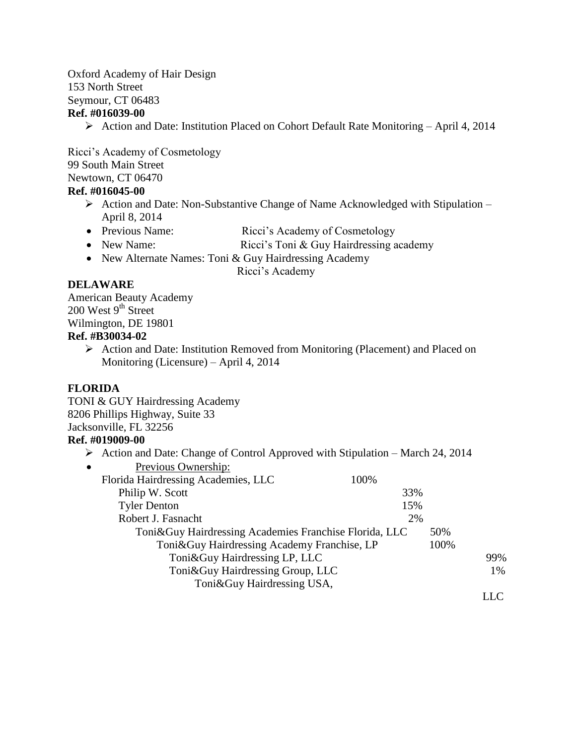Oxford Academy of Hair Design
153 North Street
Seymour, CT 06483
**Ref. #016039-00**

- Action and Date: Institution Placed on Cohort Default Rate Monitoring – April 4, 2014

Ricci's Academy of Cosmetology
99 South Main Street
Newtown, CT 06470
**Ref. #016045-00**

- Action and Date: Non-Substantive Change of Name Acknowledged with Stipulation – April 8, 2014
  - Previous Name: Ricci's Academy of Cosmetology
  - New Name: Ricci's Toni & Guy Hairdressing academy
  - New Alternate Names: Toni & Guy Hairdressing Academy
    Ricci's Academy

**DELAWARE**

American Beauty Academy
200 West 9th Street
Wilmington, DE 19801
**Ref. #B30034-02**

- Action and Date: Institution Removed from Monitoring (Placement) and Placed on Monitoring (Licensure) – April 4, 2014

**FLORIDA**

TONI & GUY Hairdressing Academy
8206 Phillips Highway, Suite 33
Jacksonville, FL 32256
**Ref. #019009-00**

- Action and Date: Change of Control Approved with Stipulation – March 24, 2014
  - Previous Ownership:

| | | | | |
|---|---|---|---|---|
| Florida Hairdressing Academies, LLC | 100% | | | |
| Philip W. Scott | | 33% | | |
| Tyler Denton | | 15% | | |
| Robert J. Fasnacht | | 2% | | |
| Toni&Guy Hairdressing Academies Franchise Florida, LLC | | | 50% | |
| Toni&Guy Hairdressing Academy Franchise, LP | | | 100% | |
| Toni&Guy Hairdressing LP, LLC | | | | 99% |
| Toni&Guy Hairdressing Group, LLC | | | | 1% |
| Toni&Guy Hairdressing USA, LLC | | | | |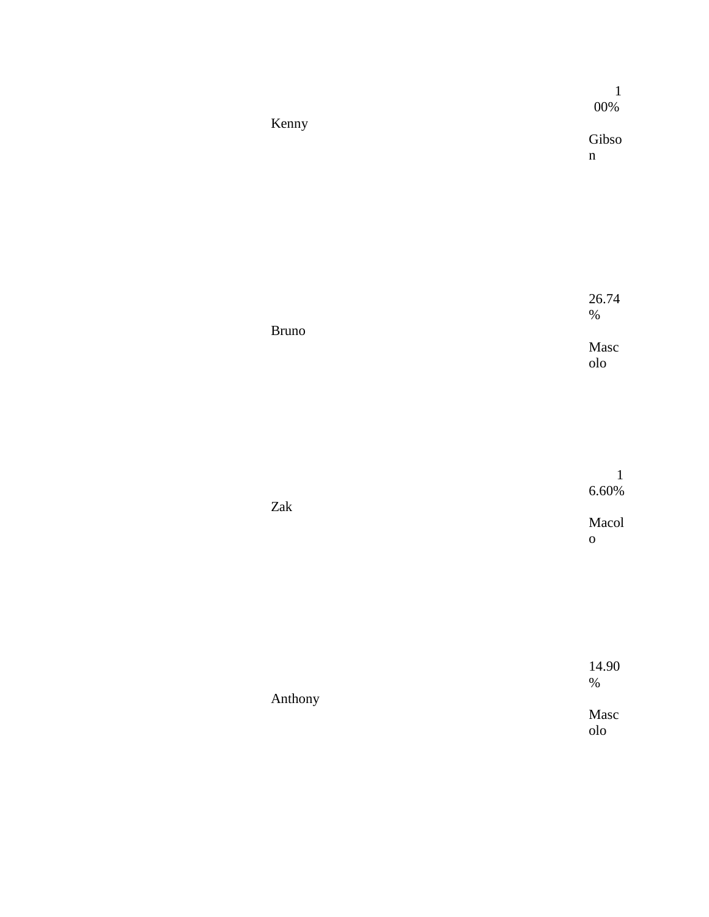| | |
|---|---|
| Kenny | 100% Gibson |
| Bruno | 26.74% Mascolo |
| Zak | 16.60% Macolo |
| Anthony | 14.90% Mascolo |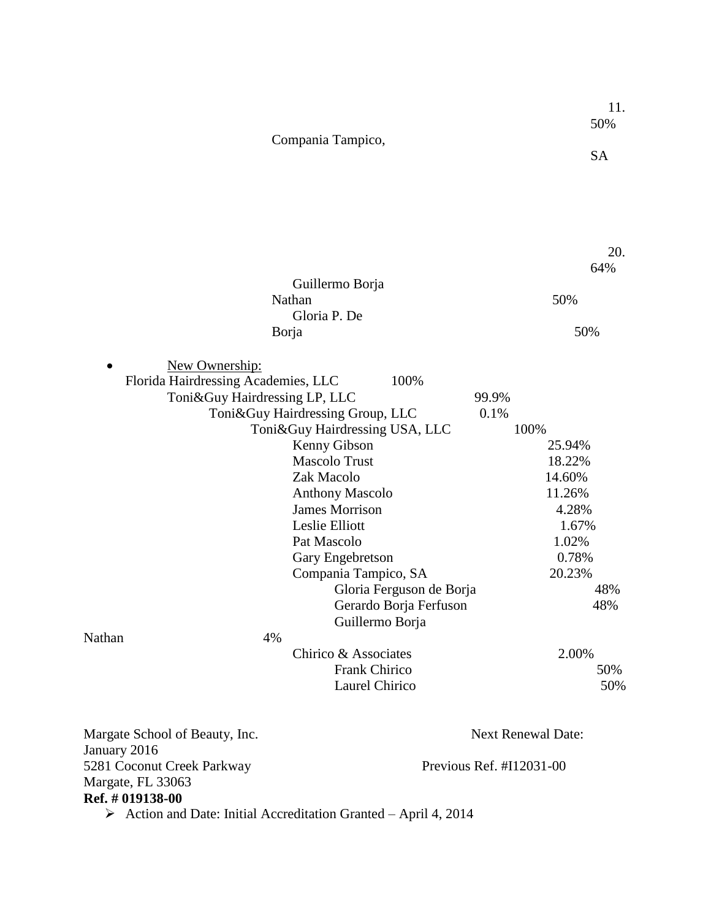Compania Tampico, SA — 11.50%

Guillermo Borja Nathan — 50%

Gloria P. De Borja — 50%

20.64%

- New Ownership:

Florida Hairdressing Academies, LLC — 100%
- Toni&Guy Hairdressing LP, LLC — 99.9%
  - Toni&Guy Hairdressing Group, LLC — 0.1%
    - Toni&Guy Hairdressing USA, LLC — 100%
      - Kenny Gibson — 25.94%
      - Mascolo Trust — 18.22%
      - Zak Macolo — 14.60%
      - Anthony Mascolo — 11.26%
      - James Morrison — 4.28%
      - Leslie Elliott — 1.67%
      - Pat Mascolo — 1.02%
      - Gary Engebretson — 0.78%
      - Compania Tampico, SA — 20.23%
        - Gloria Ferguson de Borja — 48%
        - Gerardo Borja Ferfuson — 48%
        - Guillermo Borja Nathan — 4%
      - Chirico & Associates — 2.00%
        - Frank Chirico — 50%
        - Laurel Chirico — 50%

Margate School of Beauty, Inc.
5281 Coconut Creek Parkway
Margate, FL 33063
**Ref. # 019138-00**

Next Renewal Date: January 2016
Previous Ref. #I12031-00

- Action and Date: Initial Accreditation Granted – April 4, 2014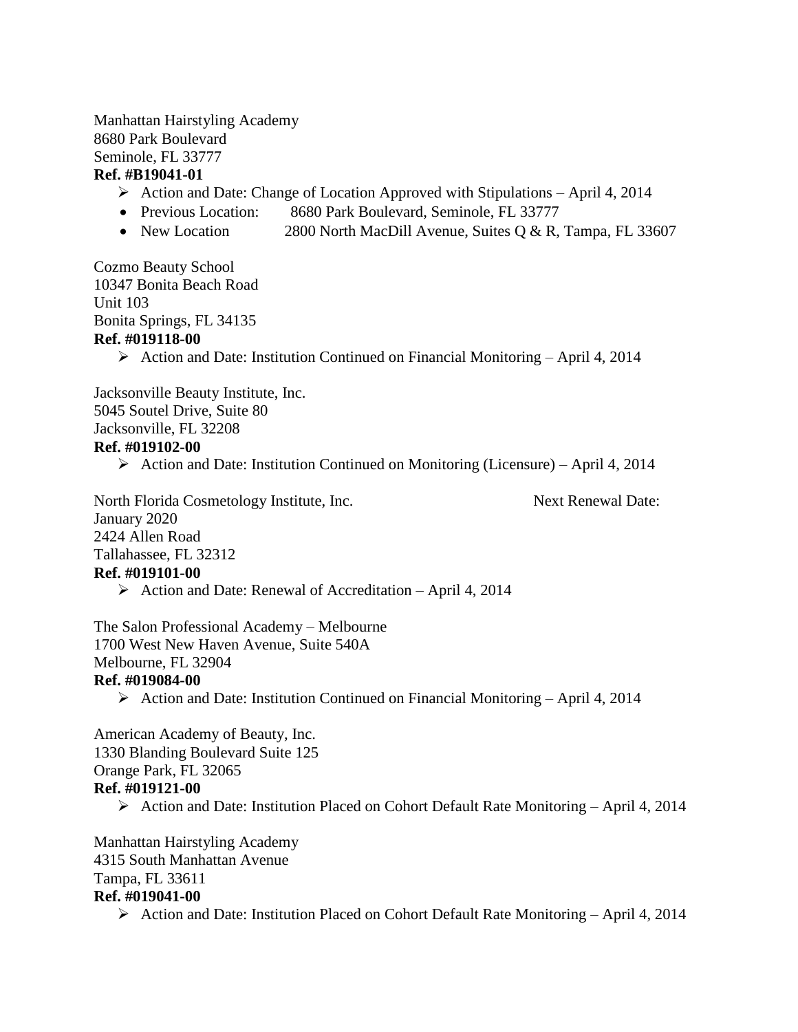Manhattan Hairstyling Academy
8680 Park Boulevard
Seminole, FL 33777
**Ref. #B19041-01**

- Action and Date: Change of Location Approved with Stipulations – April 4, 2014
- Previous Location: 8680 Park Boulevard, Seminole, FL 33777
- New Location 2800 North MacDill Avenue, Suites Q & R, Tampa, FL 33607

Cozmo Beauty School
10347 Bonita Beach Road
Unit 103
Bonita Springs, FL 34135
**Ref. #019118-00**

- Action and Date: Institution Continued on Financial Monitoring – April 4, 2014

Jacksonville Beauty Institute, Inc.
5045 Soutel Drive, Suite 80
Jacksonville, FL 32208
**Ref. #019102-00**

- Action and Date: Institution Continued on Monitoring (Licensure) – April 4, 2014

North Florida Cosmetology Institute, Inc. Next Renewal Date: January 2020
2424 Allen Road
Tallahassee, FL 32312
**Ref. #019101-00**

- Action and Date: Renewal of Accreditation – April 4, 2014

The Salon Professional Academy – Melbourne
1700 West New Haven Avenue, Suite 540A
Melbourne, FL 32904
**Ref. #019084-00**

- Action and Date: Institution Continued on Financial Monitoring – April 4, 2014

American Academy of Beauty, Inc.
1330 Blanding Boulevard Suite 125
Orange Park, FL 32065
**Ref. #019121-00**

- Action and Date: Institution Placed on Cohort Default Rate Monitoring – April 4, 2014

Manhattan Hairstyling Academy
4315 South Manhattan Avenue
Tampa, FL 33611
**Ref. #019041-00**

- Action and Date: Institution Placed on Cohort Default Rate Monitoring – April 4, 2014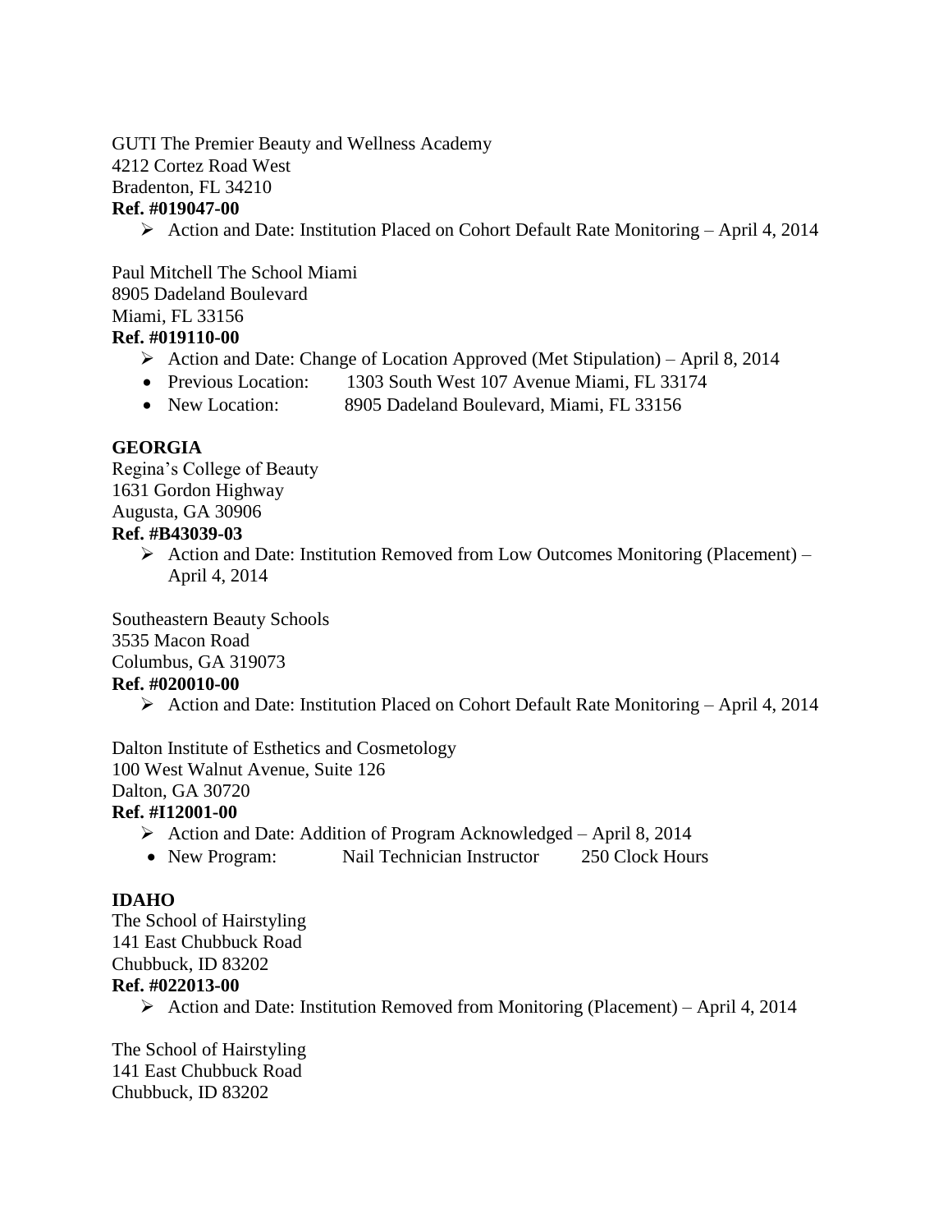GUTI The Premier Beauty and Wellness Academy
4212 Cortez Road West
Bradenton, FL 34210
**Ref. #019047-00**

- Action and Date: Institution Placed on Cohort Default Rate Monitoring – April 4, 2014

Paul Mitchell The School Miami
8905 Dadeland Boulevard
Miami, FL 33156
**Ref. #019110-00**

- Action and Date: Change of Location Approved (Met Stipulation) – April 8, 2014
- Previous Location: 1303 South West 107 Avenue Miami, FL 33174
- New Location: 8905 Dadeland Boulevard, Miami, FL 33156

**GEORGIA**

Regina's College of Beauty
1631 Gordon Highway
Augusta, GA 30906
**Ref. #B43039-03**

- Action and Date: Institution Removed from Low Outcomes Monitoring (Placement) – April 4, 2014

Southeastern Beauty Schools
3535 Macon Road
Columbus, GA 319073
**Ref. #020010-00**

- Action and Date: Institution Placed on Cohort Default Rate Monitoring – April 4, 2014

Dalton Institute of Esthetics and Cosmetology
100 West Walnut Avenue, Suite 126
Dalton, GA 30720
**Ref. #I12001-00**

- Action and Date: Addition of Program Acknowledged – April 8, 2014
- New Program: Nail Technician Instructor 250 Clock Hours

**IDAHO**

The School of Hairstyling
141 East Chubbuck Road
Chubbuck, ID 83202
**Ref. #022013-00**

- Action and Date: Institution Removed from Monitoring (Placement) – April 4, 2014

The School of Hairstyling
141 East Chubbuck Road
Chubbuck, ID 83202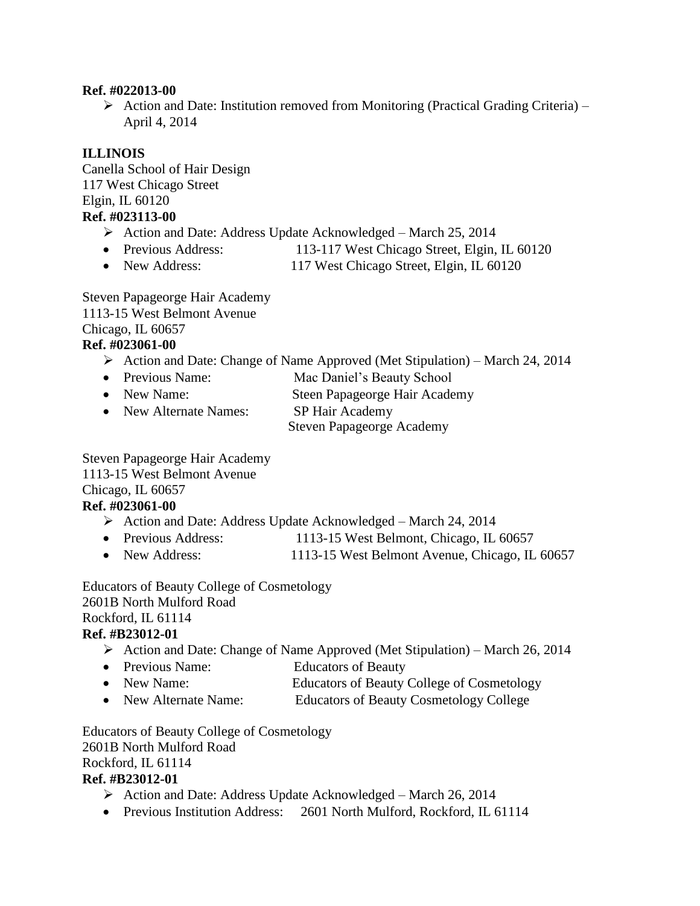**Ref. #022013-00**

- Action and Date: Institution removed from Monitoring (Practical Grading Criteria) – April 4, 2014

**ILLINOIS**

Canella School of Hair Design
117 West Chicago Street
Elgin, IL 60120

**Ref. #023113-00**

- Action and Date: Address Update Acknowledged – March 25, 2014
- Previous Address: 113-117 West Chicago Street, Elgin, IL 60120
- New Address: 117 West Chicago Street, Elgin, IL 60120

Steven Papageorge Hair Academy
1113-15 West Belmont Avenue
Chicago, IL 60657

**Ref. #023061-00**

- Action and Date: Change of Name Approved (Met Stipulation) – March 24, 2014
- Previous Name: Mac Daniel's Beauty School
- New Name: Steen Papageorge Hair Academy
- New Alternate Names: SP Hair Academy
  Steven Papageorge Academy

Steven Papageorge Hair Academy
1113-15 West Belmont Avenue
Chicago, IL 60657

**Ref. #023061-00**

- Action and Date: Address Update Acknowledged – March 24, 2014
- Previous Address: 1113-15 West Belmont, Chicago, IL 60657
- New Address: 1113-15 West Belmont Avenue, Chicago, IL 60657

Educators of Beauty College of Cosmetology
2601B North Mulford Road
Rockford, IL 61114

**Ref. #B23012-01**

- Action and Date: Change of Name Approved (Met Stipulation) – March 26, 2014
- Previous Name: Educators of Beauty
- New Name: Educators of Beauty College of Cosmetology
- New Alternate Name: Educators of Beauty Cosmetology College

Educators of Beauty College of Cosmetology
2601B North Mulford Road
Rockford, IL 61114

**Ref. #B23012-01**

- Action and Date: Address Update Acknowledged – March 26, 2014
- Previous Institution Address: 2601 North Mulford, Rockford, IL 61114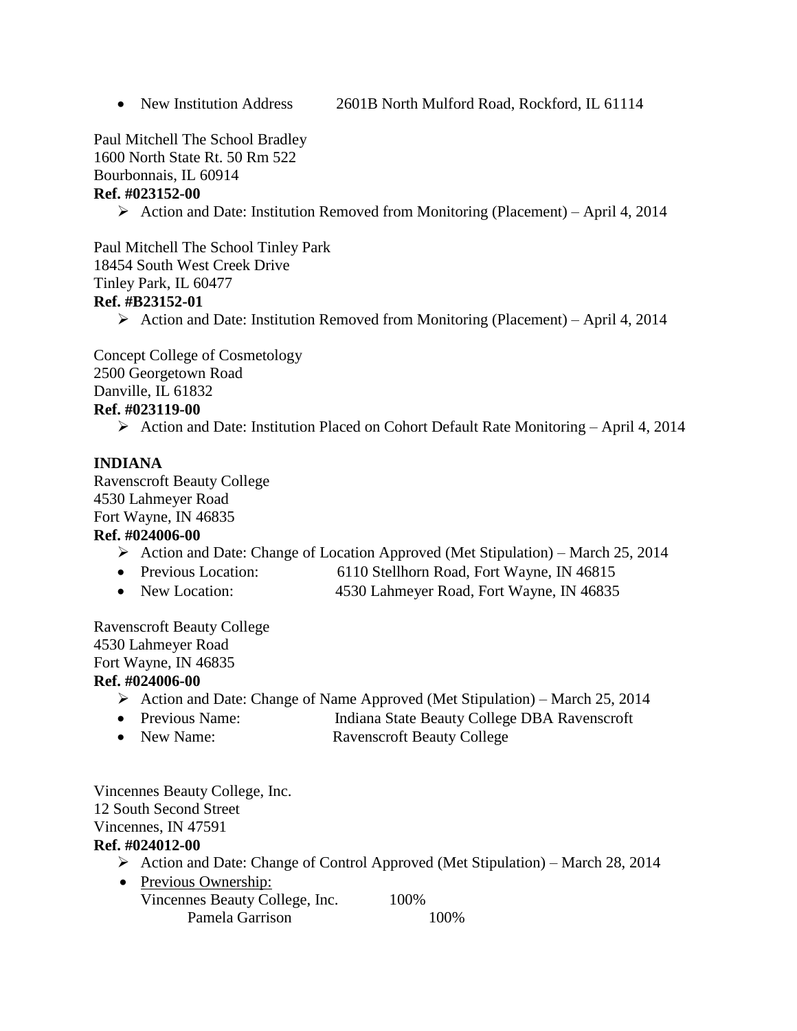- New Institution Address 2601B North Mulford Road, Rockford, IL 61114

Paul Mitchell The School Bradley
1600 North State Rt. 50 Rm 522
Bourbonnais, IL 60914
**Ref. #023152-00**

- Action and Date: Institution Removed from Monitoring (Placement) – April 4, 2014

Paul Mitchell The School Tinley Park
18454 South West Creek Drive
Tinley Park, IL 60477
**Ref. #B23152-01**

- Action and Date: Institution Removed from Monitoring (Placement) – April 4, 2014

Concept College of Cosmetology
2500 Georgetown Road
Danville, IL 61832
**Ref. #023119-00**

- Action and Date: Institution Placed on Cohort Default Rate Monitoring – April 4, 2014

**INDIANA**

Ravenscroft Beauty College
4530 Lahmeyer Road
Fort Wayne, IN 46835
**Ref. #024006-00**

- Action and Date: Change of Location Approved (Met Stipulation) – March 25, 2014
- Previous Location: 6110 Stellhorn Road, Fort Wayne, IN 46815
- New Location: 4530 Lahmeyer Road, Fort Wayne, IN 46835

Ravenscroft Beauty College
4530 Lahmeyer Road
Fort Wayne, IN 46835
**Ref. #024006-00**

- Action and Date: Change of Name Approved (Met Stipulation) – March 25, 2014
- Previous Name: Indiana State Beauty College DBA Ravenscroft
- New Name: Ravenscroft Beauty College

Vincennes Beauty College, Inc.
12 South Second Street
Vincennes, IN 47591
**Ref. #024012-00**

- Action and Date: Change of Control Approved (Met Stipulation) – March 28, 2014
- Previous Ownership:
  Vincennes Beauty College, Inc. 100%
  Pamela Garrison 100%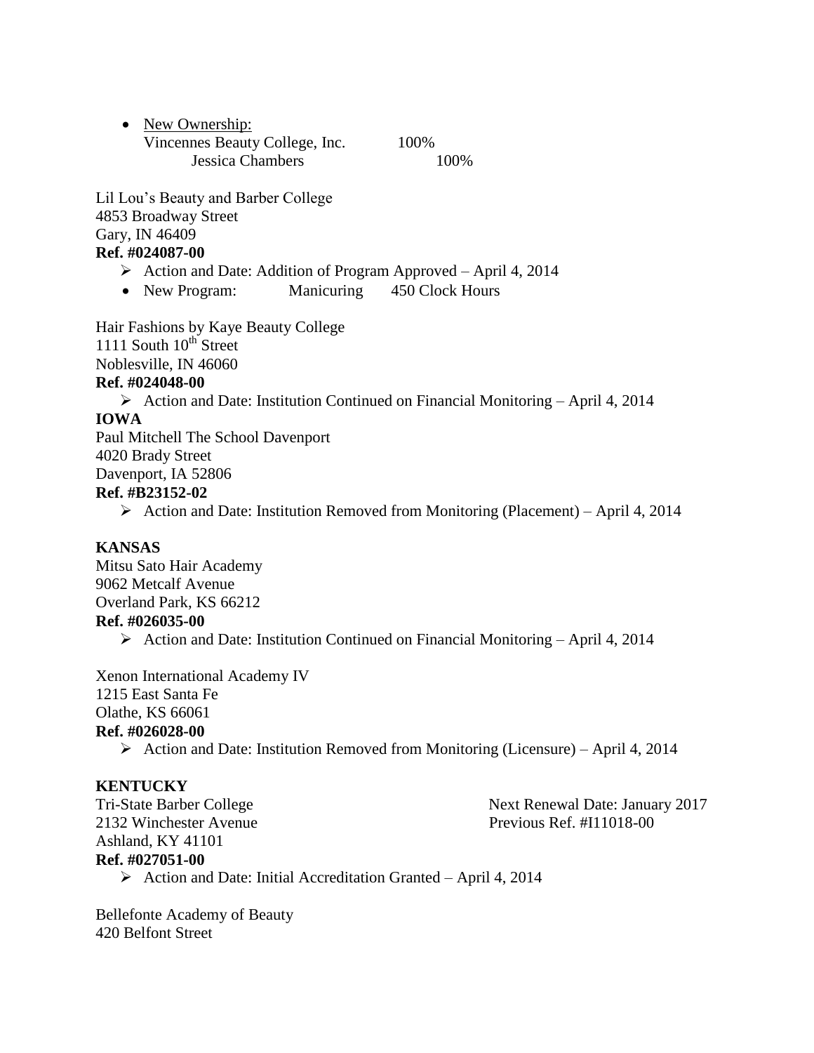- New Ownership:
  Vincennes Beauty College, Inc. 100%
  Jessica Chambers 100%

Lil Lou's Beauty and Barber College
4853 Broadway Street
Gary, IN 46409
**Ref. #024087-00**

- Action and Date: Addition of Program Approved – April 4, 2014
- New Program: Manicuring 450 Clock Hours

Hair Fashions by Kaye Beauty College
1111 South 10th Street
Noblesville, IN 46060
**Ref. #024048-00**

- Action and Date: Institution Continued on Financial Monitoring – April 4, 2014

**IOWA**

Paul Mitchell The School Davenport
4020 Brady Street
Davenport, IA 52806
**Ref. #B23152-02**

- Action and Date: Institution Removed from Monitoring (Placement) – April 4, 2014

**KANSAS**

Mitsu Sato Hair Academy
9062 Metcalf Avenue
Overland Park, KS 66212
**Ref. #026035-00**

- Action and Date: Institution Continued on Financial Monitoring – April 4, 2014

Xenon International Academy IV
1215 East Santa Fe
Olathe, KS 66061
**Ref. #026028-00**

- Action and Date: Institution Removed from Monitoring (Licensure) – April 4, 2014

**KENTUCKY**

Tri-State Barber College
2132 Winchester Avenue
Ashland, KY 41101
**Ref. #027051-00**

Next Renewal Date: January 2017
Previous Ref. #I11018-00

- Action and Date: Initial Accreditation Granted – April 4, 2014

Bellefonte Academy of Beauty
420 Belfont Street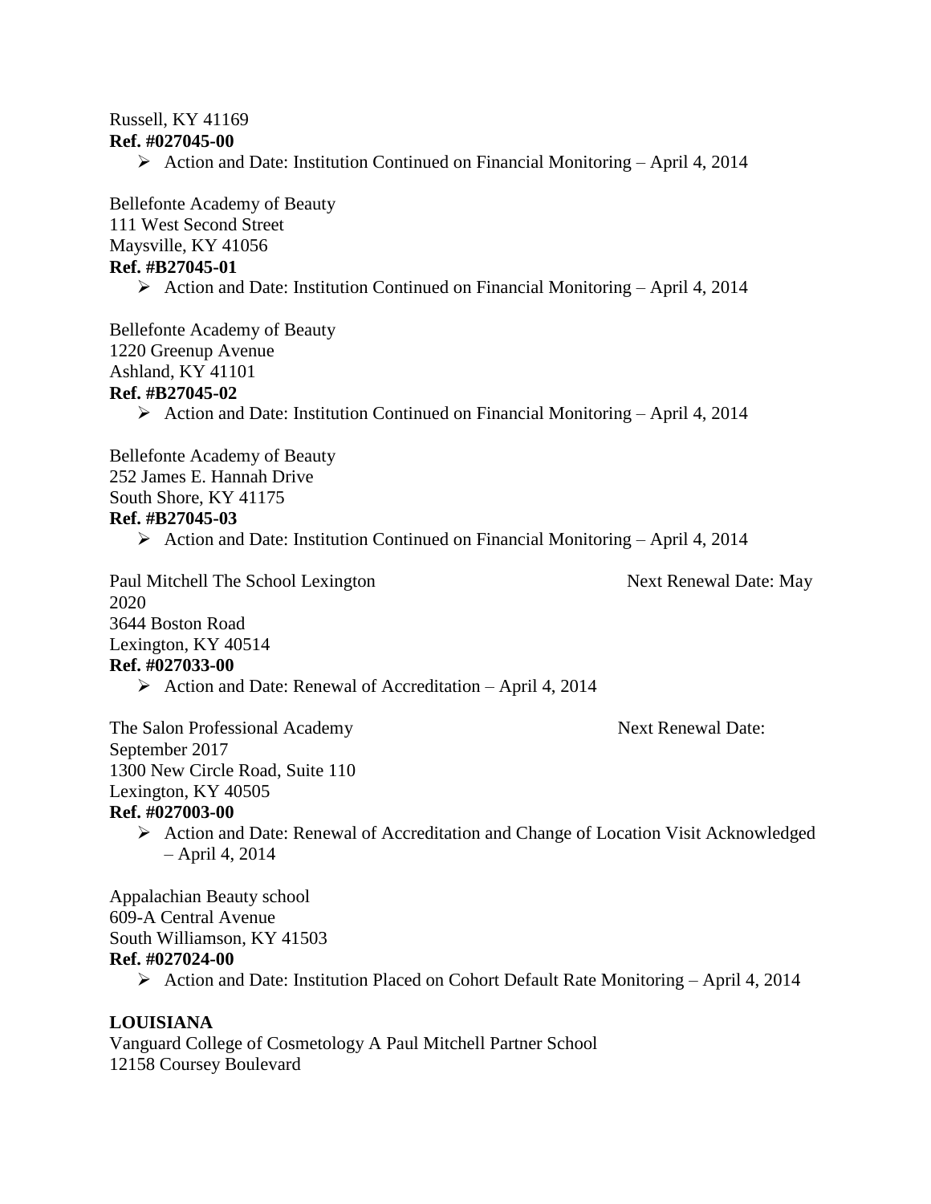Russell, KY 41169
**Ref. #027045-00**

- Action and Date: Institution Continued on Financial Monitoring – April 4, 2014

Bellefonte Academy of Beauty
111 West Second Street
Maysville, KY 41056
**Ref. #B27045-01**

- Action and Date: Institution Continued on Financial Monitoring – April 4, 2014

Bellefonte Academy of Beauty
1220 Greenup Avenue
Ashland, KY 41101
**Ref. #B27045-02**

- Action and Date: Institution Continued on Financial Monitoring – April 4, 2014

Bellefonte Academy of Beauty
252 James E. Hannah Drive
South Shore, KY 41175
**Ref. #B27045-03**

- Action and Date: Institution Continued on Financial Monitoring – April 4, 2014

Paul Mitchell The School Lexington — Next Renewal Date: May 2020
3644 Boston Road
Lexington, KY 40514
**Ref. #027033-00**

- Action and Date: Renewal of Accreditation – April 4, 2014

The Salon Professional Academy — Next Renewal Date: September 2017
1300 New Circle Road, Suite 110
Lexington, KY 40505
**Ref. #027003-00**

- Action and Date: Renewal of Accreditation and Change of Location Visit Acknowledged – April 4, 2014

Appalachian Beauty school
609-A Central Avenue
South Williamson, KY 41503
**Ref. #027024-00**

- Action and Date: Institution Placed on Cohort Default Rate Monitoring – April 4, 2014

**LOUISIANA**

Vanguard College of Cosmetology A Paul Mitchell Partner School
12158 Coursey Boulevard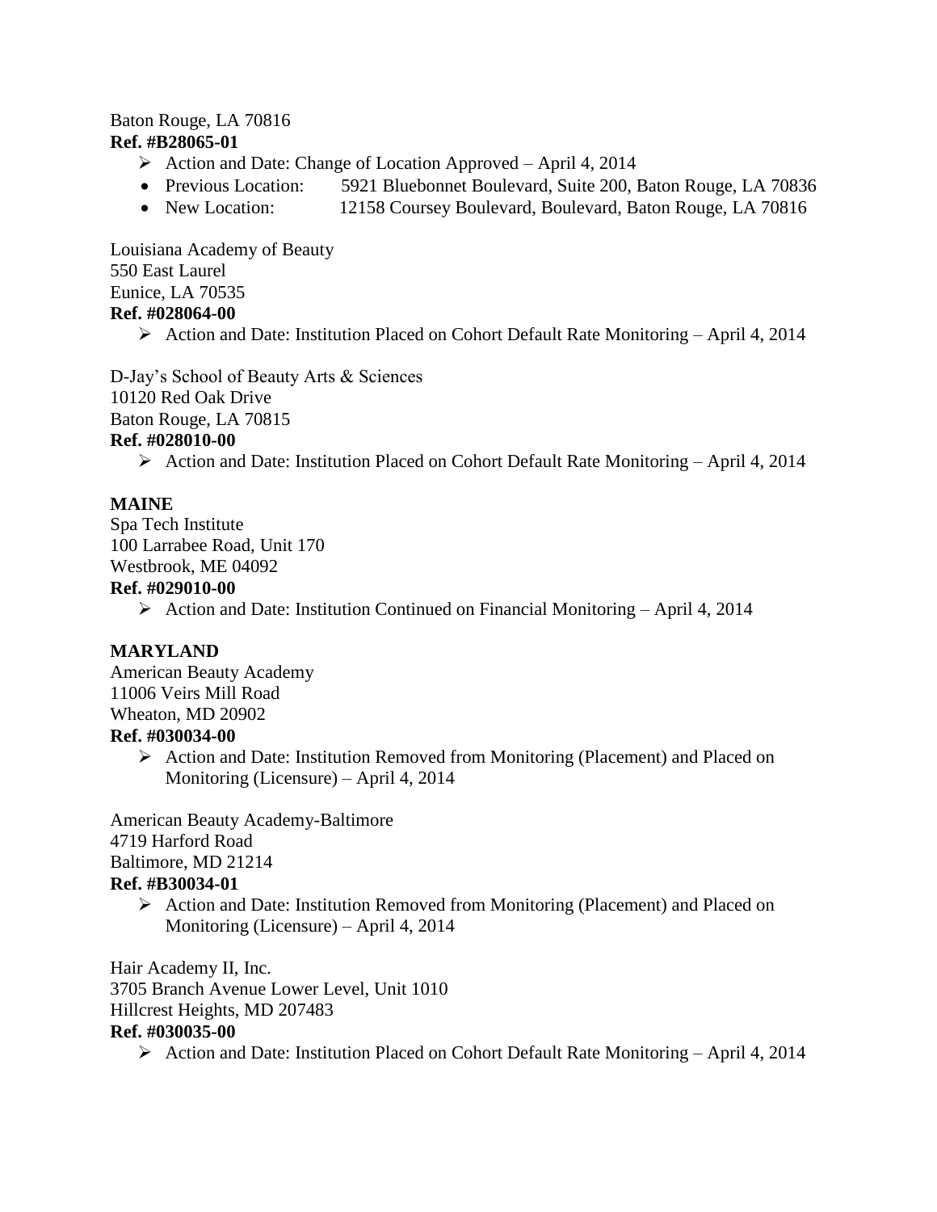Baton Rouge, LA 70816
**Ref. #B28065-01**

- Action and Date: Change of Location Approved – April 4, 2014
  - Previous Location: 5921 Bluebonnet Boulevard, Suite 200, Baton Rouge, LA 70836
  - New Location: 12158 Coursey Boulevard, Boulevard, Baton Rouge, LA 70816

Louisiana Academy of Beauty
550 East Laurel
Eunice, LA 70535
**Ref. #028064-00**

- Action and Date: Institution Placed on Cohort Default Rate Monitoring – April 4, 2014

D-Jay's School of Beauty Arts & Sciences
10120 Red Oak Drive
Baton Rouge, LA 70815
**Ref. #028010-00**

- Action and Date: Institution Placed on Cohort Default Rate Monitoring – April 4, 2014

**MAINE**

Spa Tech Institute
100 Larrabee Road, Unit 170
Westbrook, ME 04092
**Ref. #029010-00**

- Action and Date: Institution Continued on Financial Monitoring – April 4, 2014

**MARYLAND**

American Beauty Academy
11006 Veirs Mill Road
Wheaton, MD 20902
**Ref. #030034-00**

- Action and Date: Institution Removed from Monitoring (Placement) and Placed on Monitoring (Licensure) – April 4, 2014

American Beauty Academy-Baltimore
4719 Harford Road
Baltimore, MD 21214
**Ref. #B30034-01**

- Action and Date: Institution Removed from Monitoring (Placement) and Placed on Monitoring (Licensure) – April 4, 2014

Hair Academy II, Inc.
3705 Branch Avenue Lower Level, Unit 1010
Hillcrest Heights, MD 207483
**Ref. #030035-00**

- Action and Date: Institution Placed on Cohort Default Rate Monitoring – April 4, 2014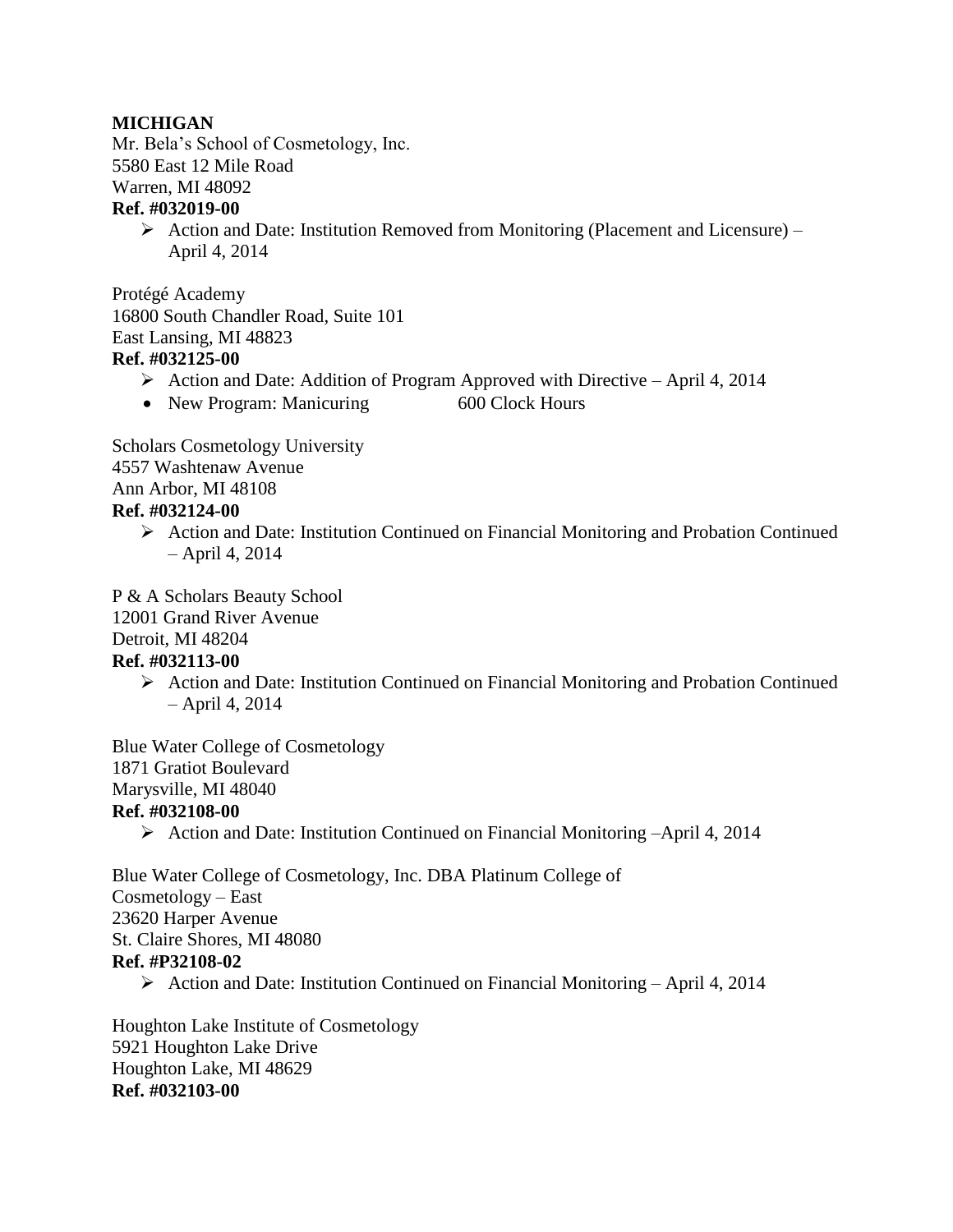**MICHIGAN**

Mr. Bela's School of Cosmetology, Inc.
5580 East 12 Mile Road
Warren, MI 48092
**Ref. #032019-00**

- Action and Date: Institution Removed from Monitoring (Placement and Licensure) – April 4, 2014

Protégé Academy
16800 South Chandler Road, Suite 101
East Lansing, MI 48823
**Ref. #032125-00**

- Action and Date: Addition of Program Approved with Directive – April 4, 2014
- New Program: Manicuring 600 Clock Hours

Scholars Cosmetology University
4557 Washtenaw Avenue
Ann Arbor, MI 48108
**Ref. #032124-00**

- Action and Date: Institution Continued on Financial Monitoring and Probation Continued – April 4, 2014

P & A Scholars Beauty School
12001 Grand River Avenue
Detroit, MI 48204
**Ref. #032113-00**

- Action and Date: Institution Continued on Financial Monitoring and Probation Continued – April 4, 2014

Blue Water College of Cosmetology
1871 Gratiot Boulevard
Marysville, MI 48040
**Ref. #032108-00**

- Action and Date: Institution Continued on Financial Monitoring –April 4, 2014

Blue Water College of Cosmetology, Inc. DBA Platinum College of Cosmetology – East
23620 Harper Avenue
St. Claire Shores, MI 48080
**Ref. #P32108-02**

- Action and Date: Institution Continued on Financial Monitoring – April 4, 2014

Houghton Lake Institute of Cosmetology
5921 Houghton Lake Drive
Houghton Lake, MI 48629
**Ref. #032103-00**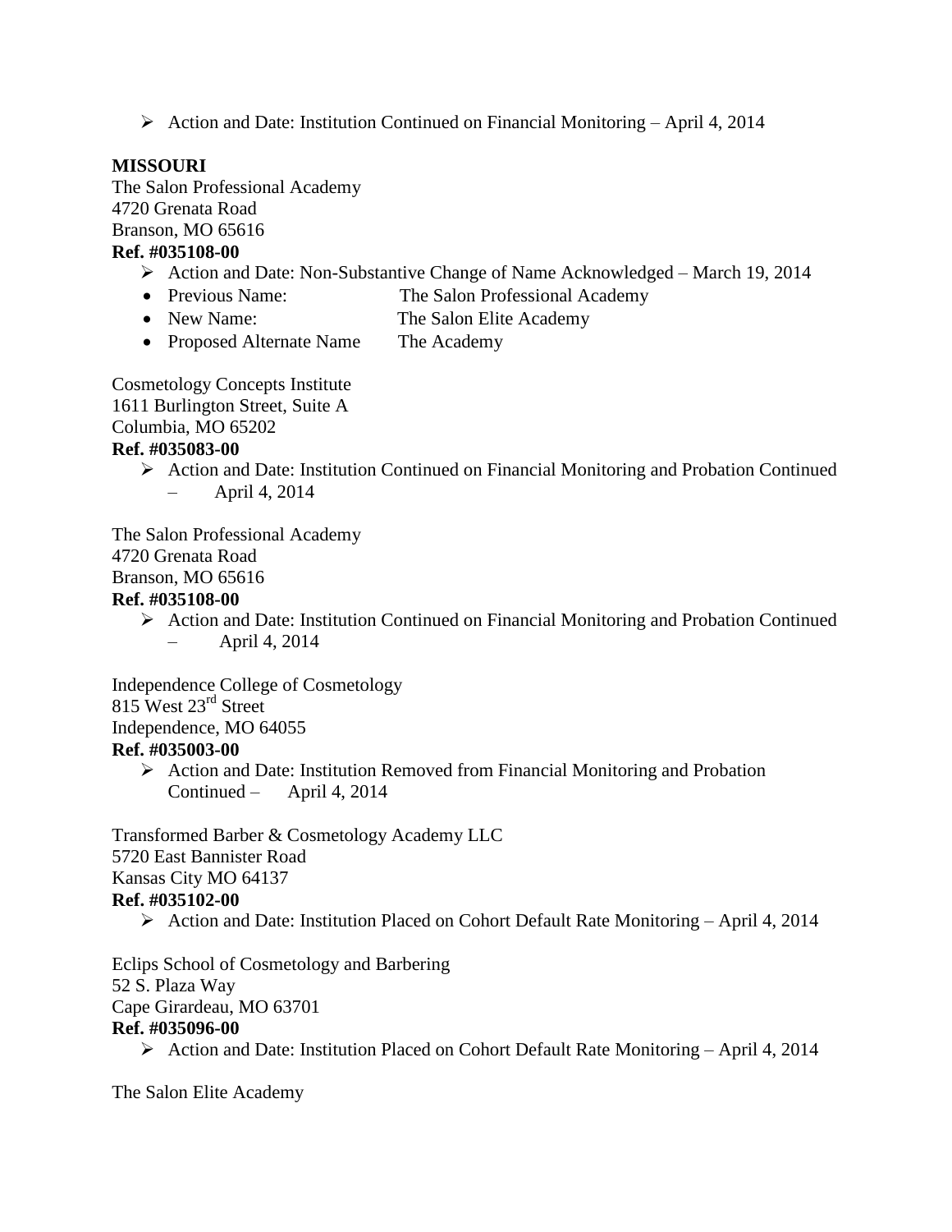- Action and Date: Institution Continued on Financial Monitoring – April 4, 2014

**MISSOURI**

The Salon Professional Academy
4720 Grenata Road
Branson, MO 65616
**Ref. #035108-00**

- Action and Date: Non-Substantive Change of Name Acknowledged – March 19, 2014
  - Previous Name: The Salon Professional Academy
  - New Name: The Salon Elite Academy
  - Proposed Alternate Name The Academy

Cosmetology Concepts Institute
1611 Burlington Street, Suite A
Columbia, MO 65202
**Ref. #035083-00**

- Action and Date: Institution Continued on Financial Monitoring and Probation Continued – April 4, 2014

The Salon Professional Academy
4720 Grenata Road
Branson, MO 65616
**Ref. #035108-00**

- Action and Date: Institution Continued on Financial Monitoring and Probation Continued – April 4, 2014

Independence College of Cosmetology
815 West 23rd Street
Independence, MO 64055
**Ref. #035003-00**

- Action and Date: Institution Removed from Financial Monitoring and Probation Continued – April 4, 2014

Transformed Barber & Cosmetology Academy LLC
5720 East Bannister Road
Kansas City MO 64137
**Ref. #035102-00**

- Action and Date: Institution Placed on Cohort Default Rate Monitoring – April 4, 2014

Eclips School of Cosmetology and Barbering
52 S. Plaza Way
Cape Girardeau, MO 63701
**Ref. #035096-00**

- Action and Date: Institution Placed on Cohort Default Rate Monitoring – April 4, 2014

The Salon Elite Academy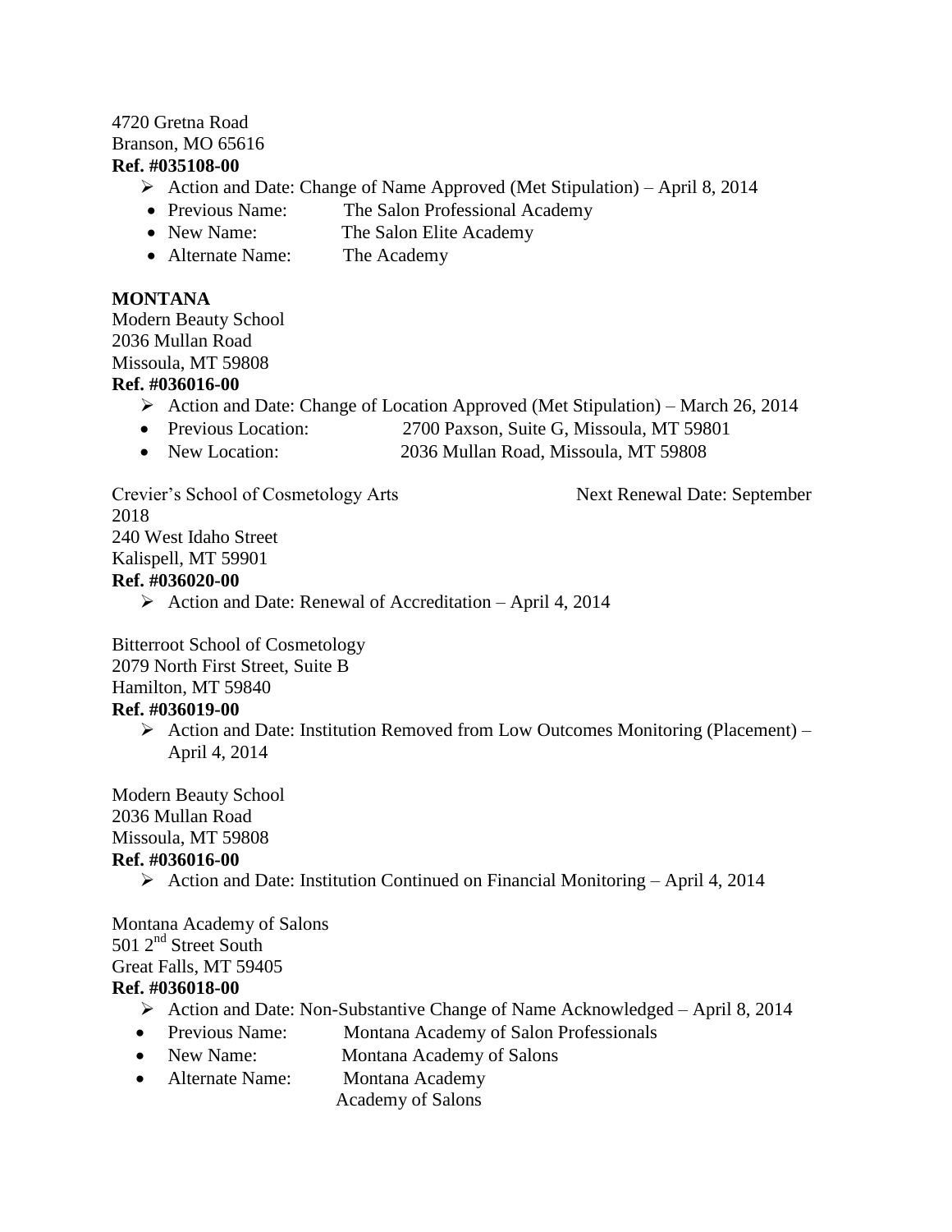4720 Gretna Road
Branson, MO 65616
**Ref. #035108-00**

- Action and Date: Change of Name Approved (Met Stipulation) – April 8, 2014
  - Previous Name: The Salon Professional Academy
  - New Name: The Salon Elite Academy
  - Alternate Name: The Academy

**MONTANA**

Modern Beauty School
2036 Mullan Road
Missoula, MT 59808
**Ref. #036016-00**

- Action and Date: Change of Location Approved (Met Stipulation) – March 26, 2014
  - Previous Location: 2700 Paxson, Suite G, Missoula, MT 59801
  - New Location: 2036 Mullan Road, Missoula, MT 59808

Crevier's School of Cosmetology Arts Next Renewal Date: September 2018
240 West Idaho Street
Kalispell, MT 59901
**Ref. #036020-00**

- Action and Date: Renewal of Accreditation – April 4, 2014

Bitterroot School of Cosmetology
2079 North First Street, Suite B
Hamilton, MT 59840
**Ref. #036019-00**

- Action and Date: Institution Removed from Low Outcomes Monitoring (Placement) – April 4, 2014

Modern Beauty School
2036 Mullan Road
Missoula, MT 59808
**Ref. #036016-00**

- Action and Date: Institution Continued on Financial Monitoring – April 4, 2014

Montana Academy of Salons
501 2nd Street South
Great Falls, MT 59405
**Ref. #036018-00**

- Action and Date: Non-Substantive Change of Name Acknowledged – April 8, 2014
  - Previous Name: Montana Academy of Salon Professionals
  - New Name: Montana Academy of Salons
  - Alternate Name: Montana Academy
    Academy of Salons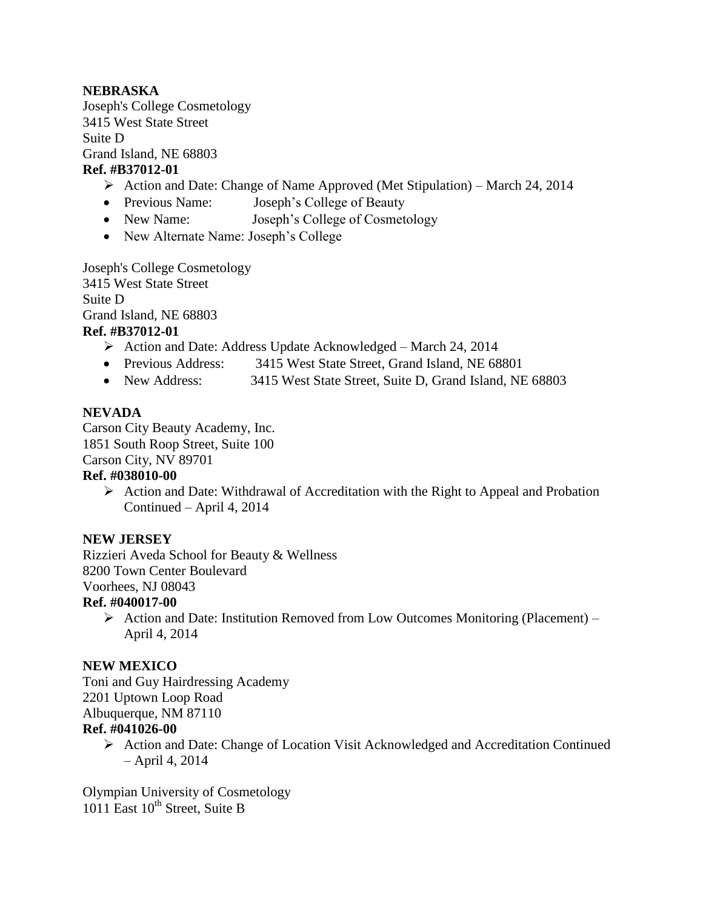**NEBRASKA**

Joseph's College Cosmetology
3415 West State Street
Suite D
Grand Island, NE 68803

**Ref. #B37012-01**

- ➢ Action and Date: Change of Name Approved (Met Stipulation) – March 24, 2014
- Previous Name: Joseph's College of Beauty
- New Name: Joseph's College of Cosmetology
- New Alternate Name: Joseph's College

Joseph's College Cosmetology
3415 West State Street
Suite D
Grand Island, NE 68803

**Ref. #B37012-01**

- ➢ Action and Date: Address Update Acknowledged – March 24, 2014
- Previous Address: 3415 West State Street, Grand Island, NE 68801
- New Address: 3415 West State Street, Suite D, Grand Island, NE 68803

**NEVADA**

Carson City Beauty Academy, Inc.
1851 South Roop Street, Suite 100
Carson City, NV 89701

**Ref. #038010-00**

- ➢ Action and Date: Withdrawal of Accreditation with the Right to Appeal and Probation Continued – April 4, 2014

**NEW JERSEY**

Rizzieri Aveda School for Beauty & Wellness
8200 Town Center Boulevard
Voorhees, NJ 08043

**Ref. #040017-00**

- ➢ Action and Date: Institution Removed from Low Outcomes Monitoring (Placement) – April 4, 2014

**NEW MEXICO**

Toni and Guy Hairdressing Academy
2201 Uptown Loop Road
Albuquerque, NM 87110

**Ref. #041026-00**

- ➢ Action and Date: Change of Location Visit Acknowledged and Accreditation Continued – April 4, 2014

Olympian University of Cosmetology
1011 East 10th Street, Suite B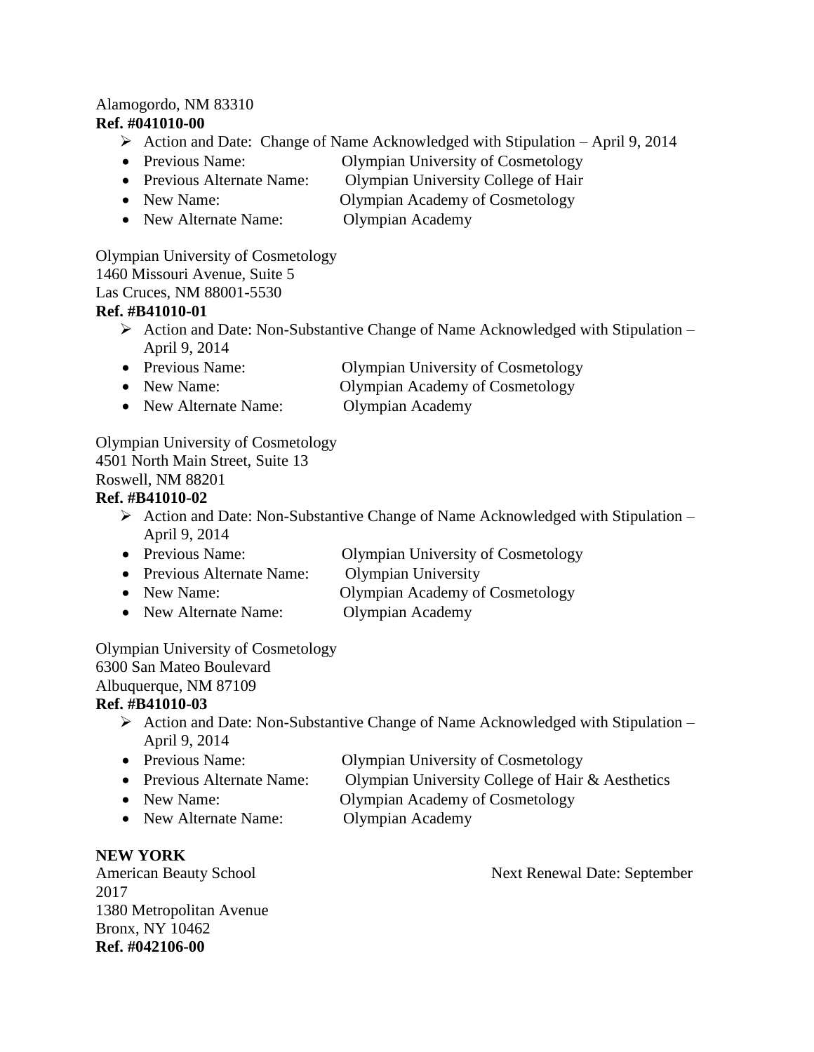Alamogordo, NM 83310
**Ref. #041010-00**

- Action and Date: Change of Name Acknowledged with Stipulation – April 9, 2014
  - Previous Name: Olympian University of Cosmetology
  - Previous Alternate Name: Olympian University College of Hair
  - New Name: Olympian Academy of Cosmetology
  - New Alternate Name: Olympian Academy

Olympian University of Cosmetology
1460 Missouri Avenue, Suite 5
Las Cruces, NM 88001-5530
**Ref. #B41010-01**

- Action and Date: Non-Substantive Change of Name Acknowledged with Stipulation – April 9, 2014
  - Previous Name: Olympian University of Cosmetology
  - New Name: Olympian Academy of Cosmetology
  - New Alternate Name: Olympian Academy

Olympian University of Cosmetology
4501 North Main Street, Suite 13
Roswell, NM 88201
**Ref. #B41010-02**

- Action and Date: Non-Substantive Change of Name Acknowledged with Stipulation – April 9, 2014
  - Previous Name: Olympian University of Cosmetology
  - Previous Alternate Name: Olympian University
  - New Name: Olympian Academy of Cosmetology
  - New Alternate Name: Olympian Academy

Olympian University of Cosmetology
6300 San Mateo Boulevard
Albuquerque, NM 87109
**Ref. #B41010-03**

- Action and Date: Non-Substantive Change of Name Acknowledged with Stipulation – April 9, 2014
  - Previous Name: Olympian University of Cosmetology
  - Previous Alternate Name: Olympian University College of Hair & Aesthetics
  - New Name: Olympian Academy of Cosmetology
  - New Alternate Name: Olympian Academy

**NEW YORK**

American Beauty School Next Renewal Date: September 2017
1380 Metropolitan Avenue
Bronx, NY 10462
**Ref. #042106-00**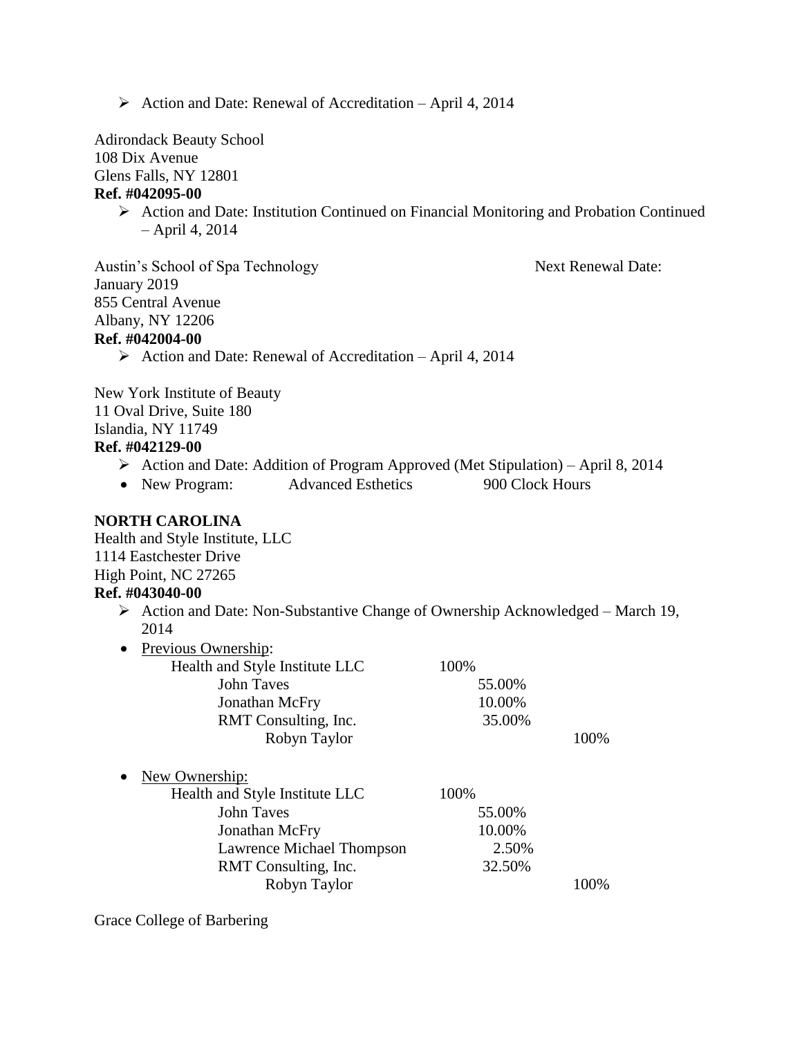- Action and Date: Renewal of Accreditation – April 4, 2014

Adirondack Beauty School
108 Dix Avenue
Glens Falls, NY 12801
**Ref. #042095-00**

- Action and Date: Institution Continued on Financial Monitoring and Probation Continued – April 4, 2014

Austin's School of Spa Technology Next Renewal Date: January 2019
855 Central Avenue
Albany, NY 12206
**Ref. #042004-00**

- Action and Date: Renewal of Accreditation – April 4, 2014

New York Institute of Beauty
11 Oval Drive, Suite 180
Islandia, NY 11749
**Ref. #042129-00**

- Action and Date: Addition of Program Approved (Met Stipulation) – April 8, 2014
- New Program: Advanced Esthetics 900 Clock Hours

**NORTH CAROLINA**

Health and Style Institute, LLC
1114 Eastchester Drive
High Point, NC 27265
**Ref. #043040-00**

- Action and Date: Non-Substantive Change of Ownership Acknowledged – March 19, 2014
- Previous Ownership:

| | | | |
|---|---|---|---|
| Health and Style Institute LLC | 100% | | |
| John Taves | | 55.00% | |
| Jonathan McFry | | 10.00% | |
| RMT Consulting, Inc. | | 35.00% | |
| Robyn Taylor | | | 100% |

- New Ownership:

| | | | |
|---|---|---|---|
| Health and Style Institute LLC | 100% | | |
| John Taves | | 55.00% | |
| Jonathan McFry | | 10.00% | |
| Lawrence Michael Thompson | | 2.50% | |
| RMT Consulting, Inc. | | 32.50% | |
| Robyn Taylor | | | 100% |

Grace College of Barbering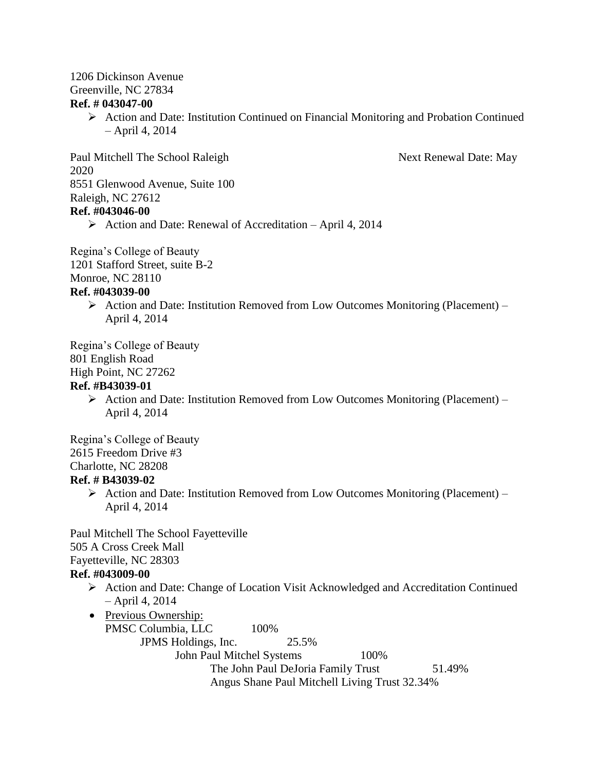1206 Dickinson Avenue
Greenville, NC 27834
**Ref. # 043047-00**

- Action and Date: Institution Continued on Financial Monitoring and Probation Continued – April 4, 2014

Paul Mitchell The School Raleigh Next Renewal Date: May 2020
8551 Glenwood Avenue, Suite 100
Raleigh, NC 27612
**Ref. #043046-00**

- Action and Date: Renewal of Accreditation – April 4, 2014

Regina's College of Beauty
1201 Stafford Street, suite B-2
Monroe, NC 28110
**Ref. #043039-00**

- Action and Date: Institution Removed from Low Outcomes Monitoring (Placement) – April 4, 2014

Regina's College of Beauty
801 English Road
High Point, NC 27262
**Ref. #B43039-01**

- Action and Date: Institution Removed from Low Outcomes Monitoring (Placement) – April 4, 2014

Regina's College of Beauty
2615 Freedom Drive #3
Charlotte, NC 28208
**Ref. # B43039-02**

- Action and Date: Institution Removed from Low Outcomes Monitoring (Placement) – April 4, 2014

Paul Mitchell The School Fayetteville
505 A Cross Creek Mall
Fayetteville, NC 28303
**Ref. #043009-00**

- Action and Date: Change of Location Visit Acknowledged and Accreditation Continued – April 4, 2014
- Previous Ownership:
  PMSC Columbia, LLC 100%
    JPMS Holdings, Inc. 25.5%
      John Paul Mitchel Systems 100%
        The John Paul DeJoria Family Trust 51.49%
        Angus Shane Paul Mitchell Living Trust 32.34%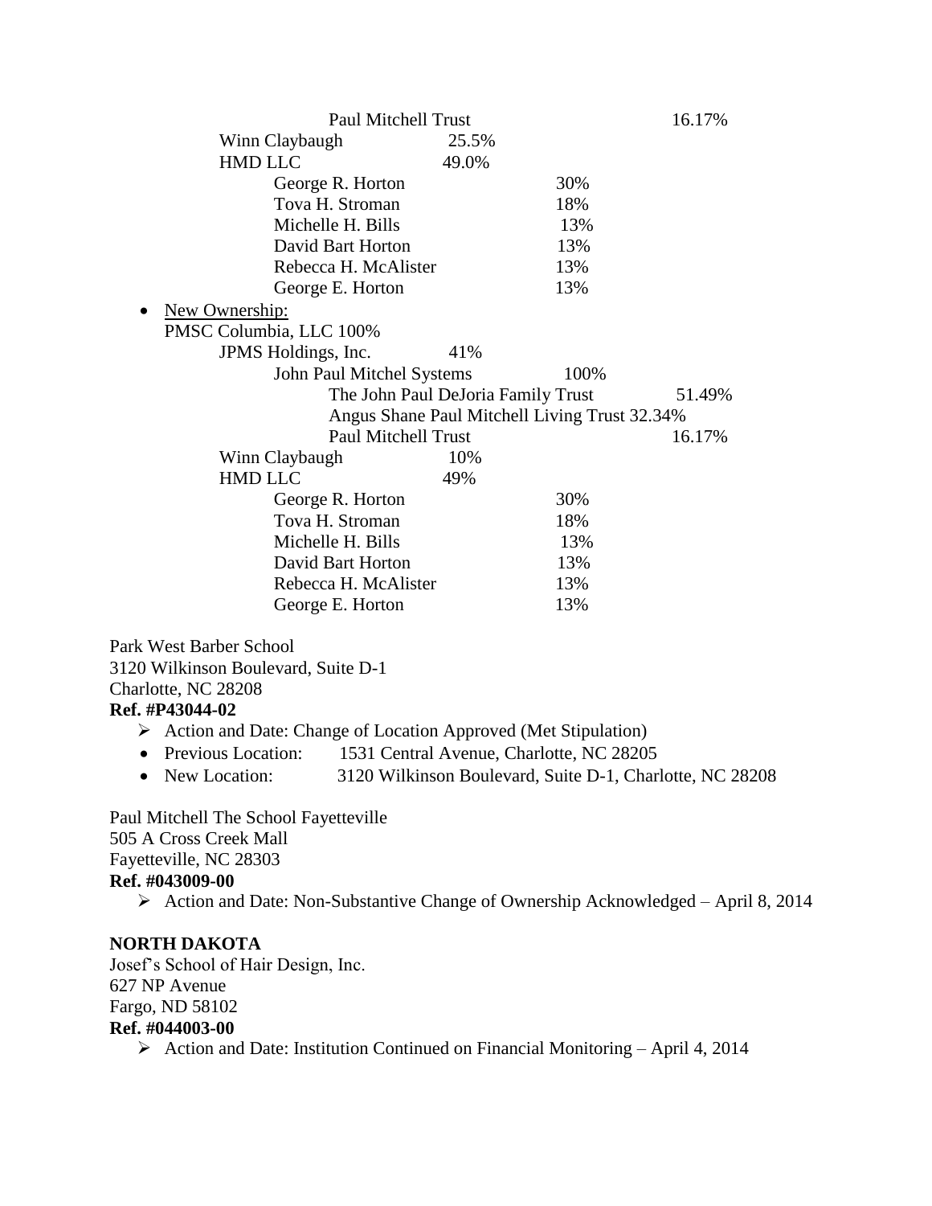Paul Mitchell Trust 16.17%
Winn Claybaugh 25.5%
HMD LLC 49.0%
George R. Horton 30%
Tova H. Stroman 18%
Michelle H. Bills 13%
David Bart Horton 13%
Rebecca H. McAlister 13%
George E. Horton 13%

- New Ownership:

PMSC Columbia, LLC 100%
JPMS Holdings, Inc. 41%
John Paul Mitchel Systems 100%
The John Paul DeJoria Family Trust 51.49%
Angus Shane Paul Mitchell Living Trust 32.34%
Paul Mitchell Trust 16.17%
Winn Claybaugh 10%
HMD LLC 49%
George R. Horton 30%
Tova H. Stroman 18%
Michelle H. Bills 13%
David Bart Horton 13%
Rebecca H. McAlister 13%
George E. Horton 13%

Park West Barber School
3120 Wilkinson Boulevard, Suite D-1
Charlotte, NC 28208
**Ref. #P43044-02**

- Action and Date: Change of Location Approved (Met Stipulation)
- Previous Location: 1531 Central Avenue, Charlotte, NC 28205
- New Location: 3120 Wilkinson Boulevard, Suite D-1, Charlotte, NC 28208

Paul Mitchell The School Fayetteville
505 A Cross Creek Mall
Fayetteville, NC 28303
**Ref. #043009-00**

- Action and Date: Non-Substantive Change of Ownership Acknowledged – April 8, 2014

**NORTH DAKOTA**

Josef's School of Hair Design, Inc.
627 NP Avenue
Fargo, ND 58102
**Ref. #044003-00**

- Action and Date: Institution Continued on Financial Monitoring – April 4, 2014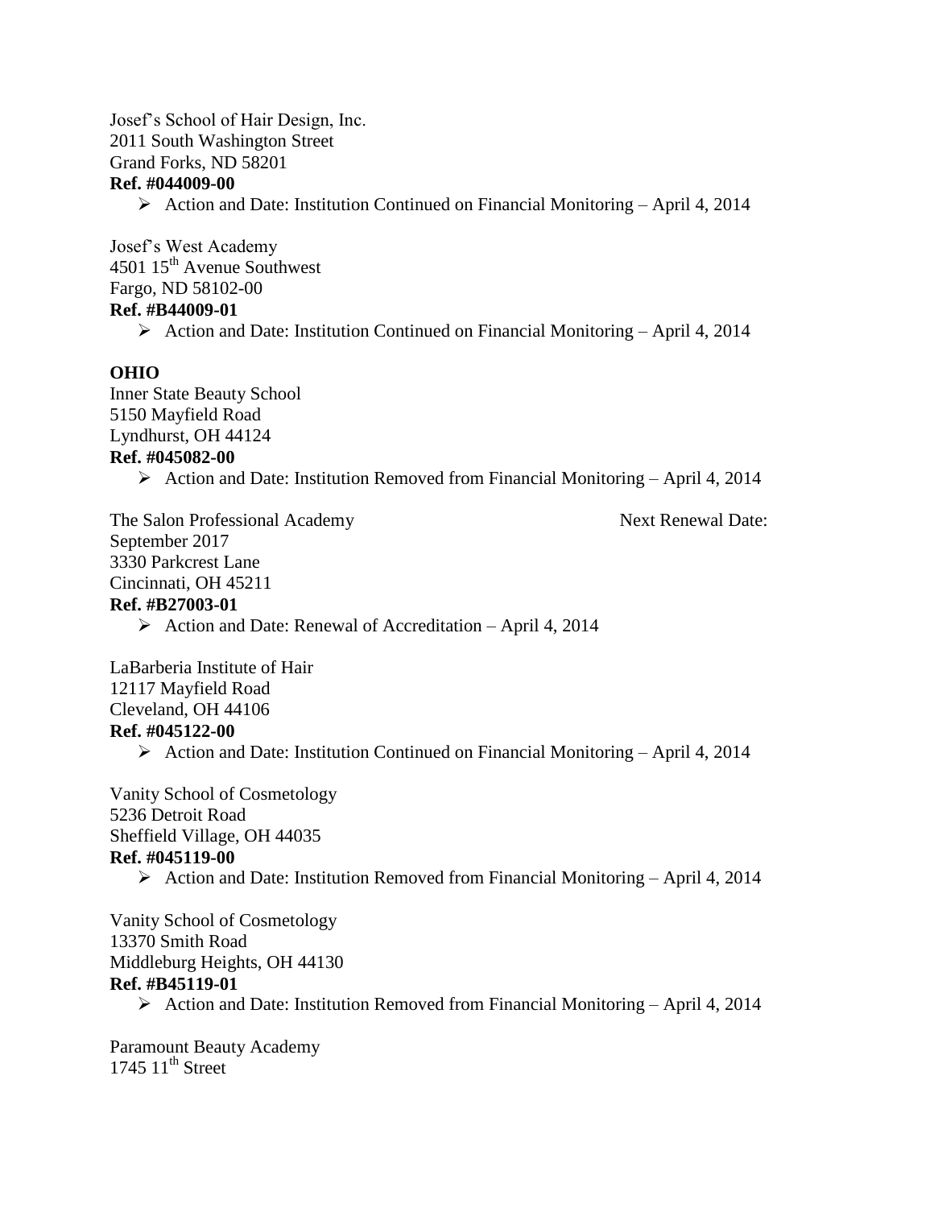Josef's School of Hair Design, Inc.
2011 South Washington Street
Grand Forks, ND 58201
**Ref. #044009-00**

- Action and Date: Institution Continued on Financial Monitoring – April 4, 2014

Josef's West Academy
4501 15th Avenue Southwest
Fargo, ND 58102-00
**Ref. #B44009-01**

- Action and Date: Institution Continued on Financial Monitoring – April 4, 2014

**OHIO**

Inner State Beauty School
5150 Mayfield Road
Lyndhurst, OH 44124
**Ref. #045082-00**

- Action and Date: Institution Removed from Financial Monitoring – April 4, 2014

The Salon Professional Academy Next Renewal Date: September 2017
3330 Parkcrest Lane
Cincinnati, OH 45211
**Ref. #B27003-01**

- Action and Date: Renewal of Accreditation – April 4, 2014

LaBarberia Institute of Hair
12117 Mayfield Road
Cleveland, OH 44106
**Ref. #045122-00**

- Action and Date: Institution Continued on Financial Monitoring – April 4, 2014

Vanity School of Cosmetology
5236 Detroit Road
Sheffield Village, OH 44035
**Ref. #045119-00**

- Action and Date: Institution Removed from Financial Monitoring – April 4, 2014

Vanity School of Cosmetology
13370 Smith Road
Middleburg Heights, OH 44130
**Ref. #B45119-01**

- Action and Date: Institution Removed from Financial Monitoring – April 4, 2014

Paramount Beauty Academy
1745 11th Street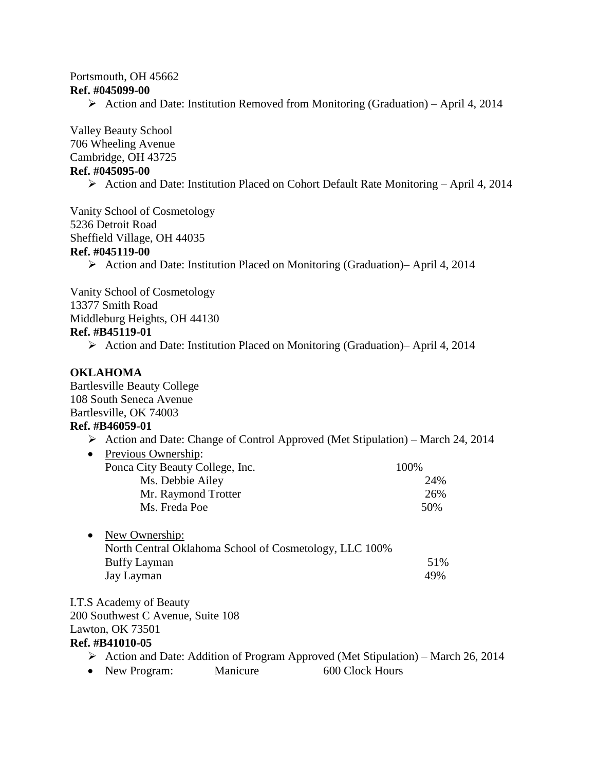Portsmouth, OH 45662
**Ref. #045099-00**

- Action and Date: Institution Removed from Monitoring (Graduation) – April 4, 2014

Valley Beauty School
706 Wheeling Avenue
Cambridge, OH 43725
**Ref. #045095-00**

- Action and Date: Institution Placed on Cohort Default Rate Monitoring – April 4, 2014

Vanity School of Cosmetology
5236 Detroit Road
Sheffield Village, OH 44035
**Ref. #045119-00**

- Action and Date: Institution Placed on Monitoring (Graduation)– April 4, 2014

Vanity School of Cosmetology
13377 Smith Road
Middleburg Heights, OH 44130
**Ref. #B45119-01**

- Action and Date: Institution Placed on Monitoring (Graduation)– April 4, 2014

**OKLAHOMA**

Bartlesville Beauty College
108 South Seneca Avenue
Bartlesville, OK 74003
**Ref. #B46059-01**

- Action and Date: Change of Control Approved (Met Stipulation) – March 24, 2014
- Previous Ownership:

| | |
|---|---|
| Ponca City Beauty College, Inc. | 100% |
| Ms. Debbie Ailey | 24% |
| Mr. Raymond Trotter | 26% |
| Ms. Freda Poe | 50% |

- New Ownership:

| | |
|---|---|
| North Central Oklahoma School of Cosmetology, LLC | 100% |
| Buffy Layman | 51% |
| Jay Layman | 49% |

I.T.S Academy of Beauty
200 Southwest C Avenue, Suite 108
Lawton, OK 73501
**Ref. #B41010-05**

- Action and Date: Addition of Program Approved (Met Stipulation) – March 26, 2014
- New Program: Manicure 600 Clock Hours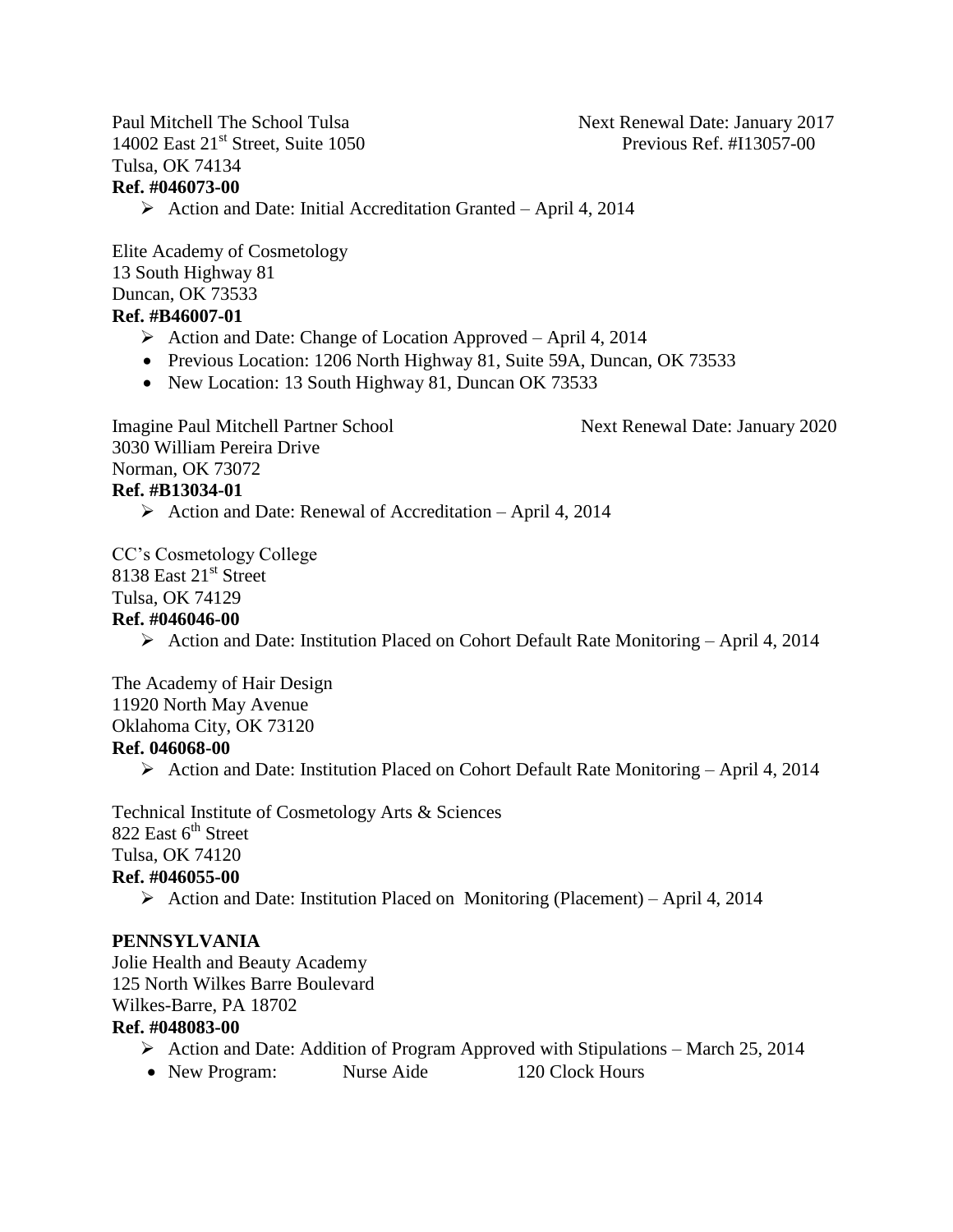Paul Mitchell The School Tulsa  
14002 East 21st Street, Suite 1050  
Tulsa, OK 74134  
**Ref. #046073-00**

Next Renewal Date: January 2017  
Previous Ref. #I13057-00

- ➢ Action and Date: Initial Accreditation Granted – April 4, 2014

Elite Academy of Cosmetology  
13 South Highway 81  
Duncan, OK 73533  
**Ref. #B46007-01**

- ➢ Action and Date: Change of Location Approved – April 4, 2014
- Previous Location: 1206 North Highway 81, Suite 59A, Duncan, OK 73533
- New Location: 13 South Highway 81, Duncan OK 73533

Imagine Paul Mitchell Partner School  
3030 William Pereira Drive  
Norman, OK 73072  
**Ref. #B13034-01**

Next Renewal Date: January 2020

- ➢ Action and Date: Renewal of Accreditation – April 4, 2014

CC's Cosmetology College  
8138 East 21st Street  
Tulsa, OK 74129  
**Ref. #046046-00**

- ➢ Action and Date: Institution Placed on Cohort Default Rate Monitoring – April 4, 2014

The Academy of Hair Design  
11920 North May Avenue  
Oklahoma City, OK 73120  
**Ref. 046068-00**

- ➢ Action and Date: Institution Placed on Cohort Default Rate Monitoring – April 4, 2014

Technical Institute of Cosmetology Arts & Sciences  
822 East 6th Street  
Tulsa, OK 74120  
**Ref. #046055-00**

- ➢ Action and Date: Institution Placed on Monitoring (Placement) – April 4, 2014

**PENNSYLVANIA**

Jolie Health and Beauty Academy  
125 North Wilkes Barre Boulevard  
Wilkes-Barre, PA 18702  
**Ref. #048083-00**

- ➢ Action and Date: Addition of Program Approved with Stipulations – March 25, 2014
- New Program: Nurse Aide 120 Clock Hours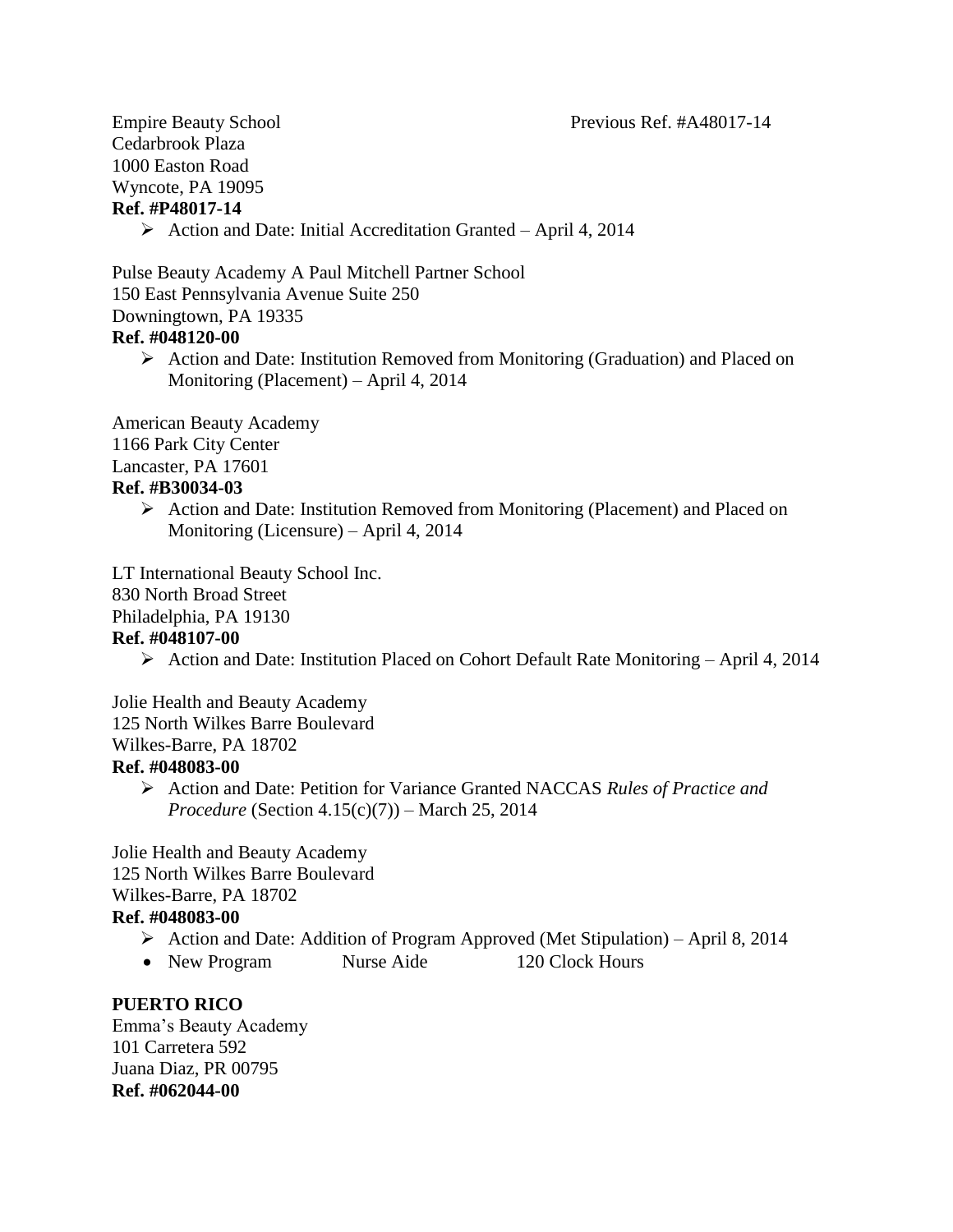Empire Beauty School Previous Ref. #A48017-14
Cedarbrook Plaza
1000 Easton Road
Wyncote, PA 19095
**Ref. #P48017-14**

- ➢ Action and Date: Initial Accreditation Granted – April 4, 2014

Pulse Beauty Academy A Paul Mitchell Partner School
150 East Pennsylvania Avenue Suite 250
Downingtown, PA 19335
**Ref. #048120-00**

- ➢ Action and Date: Institution Removed from Monitoring (Graduation) and Placed on Monitoring (Placement) – April 4, 2014

American Beauty Academy
1166 Park City Center
Lancaster, PA 17601
**Ref. #B30034-03**

- ➢ Action and Date: Institution Removed from Monitoring (Placement) and Placed on Monitoring (Licensure) – April 4, 2014

LT International Beauty School Inc.
830 North Broad Street
Philadelphia, PA 19130
**Ref. #048107-00**

- ➢ Action and Date: Institution Placed on Cohort Default Rate Monitoring – April 4, 2014

Jolie Health and Beauty Academy
125 North Wilkes Barre Boulevard
Wilkes-Barre, PA 18702
**Ref. #048083-00**

- ➢ Action and Date: Petition for Variance Granted NACCAS *Rules of Practice and Procedure* (Section 4.15(c)(7)) – March 25, 2014

Jolie Health and Beauty Academy
125 North Wilkes Barre Boulevard
Wilkes-Barre, PA 18702
**Ref. #048083-00**

- ➢ Action and Date: Addition of Program Approved (Met Stipulation) – April 8, 2014
- New Program Nurse Aide 120 Clock Hours

**PUERTO RICO**
Emma's Beauty Academy
101 Carretera 592
Juana Diaz, PR 00795
**Ref. #062044-00**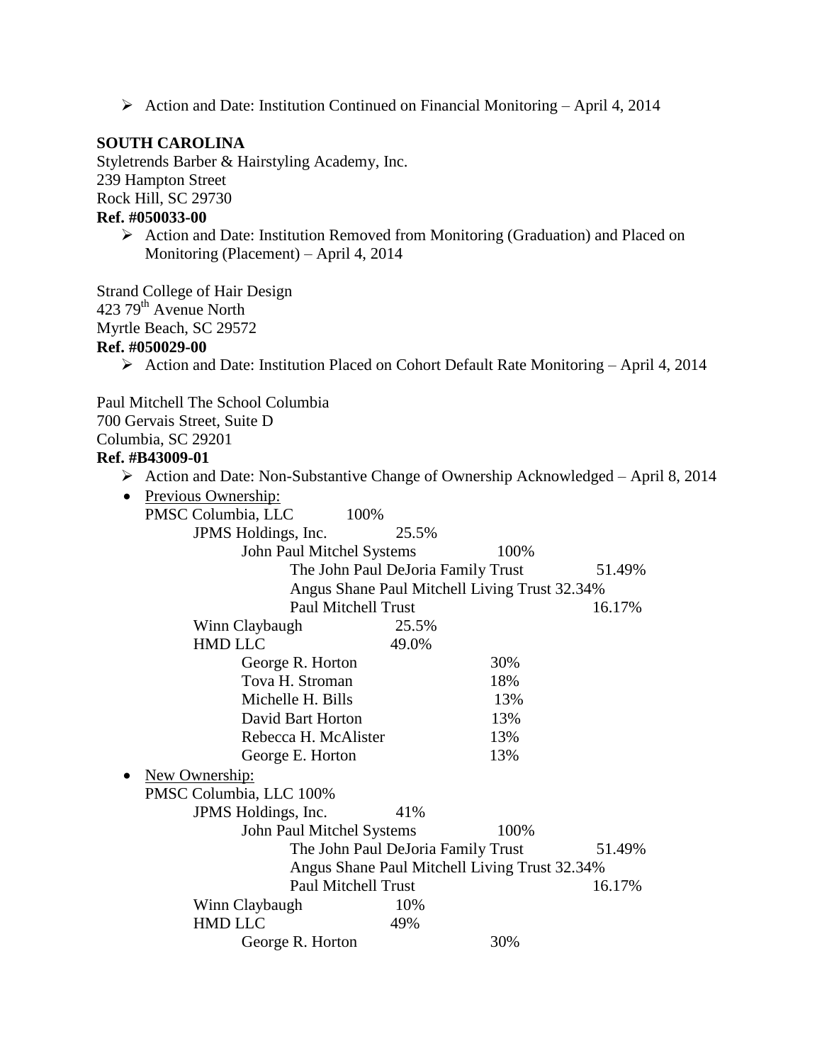- ➢ Action and Date: Institution Continued on Financial Monitoring – April 4, 2014

**SOUTH CAROLINA**

Styletrends Barber & Hairstyling Academy, Inc.
239 Hampton Street
Rock Hill, SC 29730
**Ref. #050033-00**

- ➢ Action and Date: Institution Removed from Monitoring (Graduation) and Placed on Monitoring (Placement) – April 4, 2014

Strand College of Hair Design
423 79th Avenue North
Myrtle Beach, SC 29572
**Ref. #050029-00**

- ➢ Action and Date: Institution Placed on Cohort Default Rate Monitoring – April 4, 2014

Paul Mitchell The School Columbia
700 Gervais Street, Suite D
Columbia, SC 29201
**Ref. #B43009-01**

- ➢ Action and Date: Non-Substantive Change of Ownership Acknowledged – April 8, 2014
- Previous Ownership:
  - PMSC Columbia, LLC 100%
    - JPMS Holdings, Inc. 25.5%
      - John Paul Mitchel Systems 100%
        - The John Paul DeJoria Family Trust 51.49%
        - Angus Shane Paul Mitchell Living Trust 32.34%
        - Paul Mitchell Trust 16.17%
    - Winn Claybaugh 25.5%
    - HMD LLC 49.0%
      - George R. Horton 30%
      - Tova H. Stroman 18%
      - Michelle H. Bills 13%
      - David Bart Horton 13%
      - Rebecca H. McAlister 13%
      - George E. Horton 13%
- New Ownership:
  - PMSC Columbia, LLC 100%
    - JPMS Holdings, Inc. 41%
      - John Paul Mitchel Systems 100%
        - The John Paul DeJoria Family Trust 51.49%
        - Angus Shane Paul Mitchell Living Trust 32.34%
        - Paul Mitchell Trust 16.17%
    - Winn Claybaugh 10%
    - HMD LLC 49%
      - George R. Horton 30%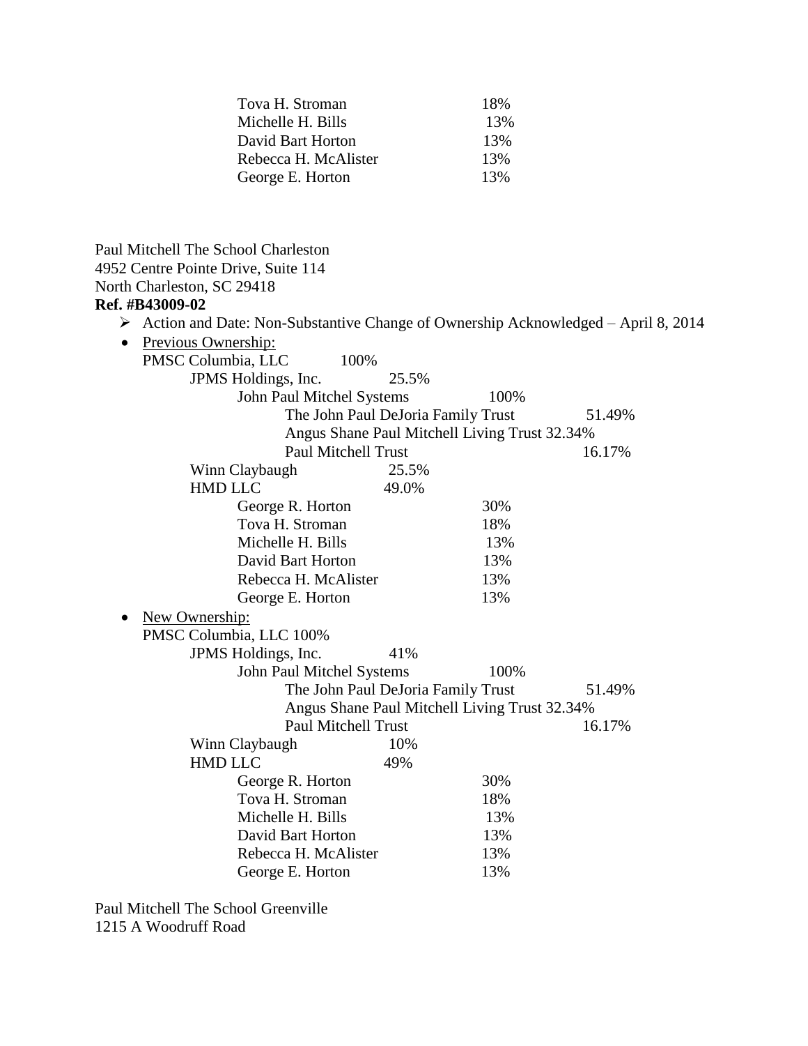Tova H. Stroman 18%
Michelle H. Bills 13%
David Bart Horton 13%
Rebecca H. McAlister 13%
George E. Horton 13%

Paul Mitchell The School Charleston
4952 Centre Pointe Drive, Suite 114
North Charleston, SC 29418
**Ref. #B43009-02**

- Action and Date: Non-Substantive Change of Ownership Acknowledged – April 8, 2014
- Previous Ownership:
  PMSC Columbia, LLC 100%
    - JPMS Holdings, Inc. 25.5%
      - John Paul Mitchel Systems 100%
        - The John Paul DeJoria Family Trust 51.49%
        - Angus Shane Paul Mitchell Living Trust 32.34%
        - Paul Mitchell Trust 16.17%
    - Winn Claybaugh 25.5%
    - HMD LLC 49.0%
      - George R. Horton 30%
      - Tova H. Stroman 18%
      - Michelle H. Bills 13%
      - David Bart Horton 13%
      - Rebecca H. McAlister 13%
      - George E. Horton 13%
- New Ownership:
  PMSC Columbia, LLC 100%
    - JPMS Holdings, Inc. 41%
      - John Paul Mitchel Systems 100%
        - The John Paul DeJoria Family Trust 51.49%
        - Angus Shane Paul Mitchell Living Trust 32.34%
        - Paul Mitchell Trust 16.17%
    - Winn Claybaugh 10%
    - HMD LLC 49%
      - George R. Horton 30%
      - Tova H. Stroman 18%
      - Michelle H. Bills 13%
      - David Bart Horton 13%
      - Rebecca H. McAlister 13%
      - George E. Horton 13%

Paul Mitchell The School Greenville
1215 A Woodruff Road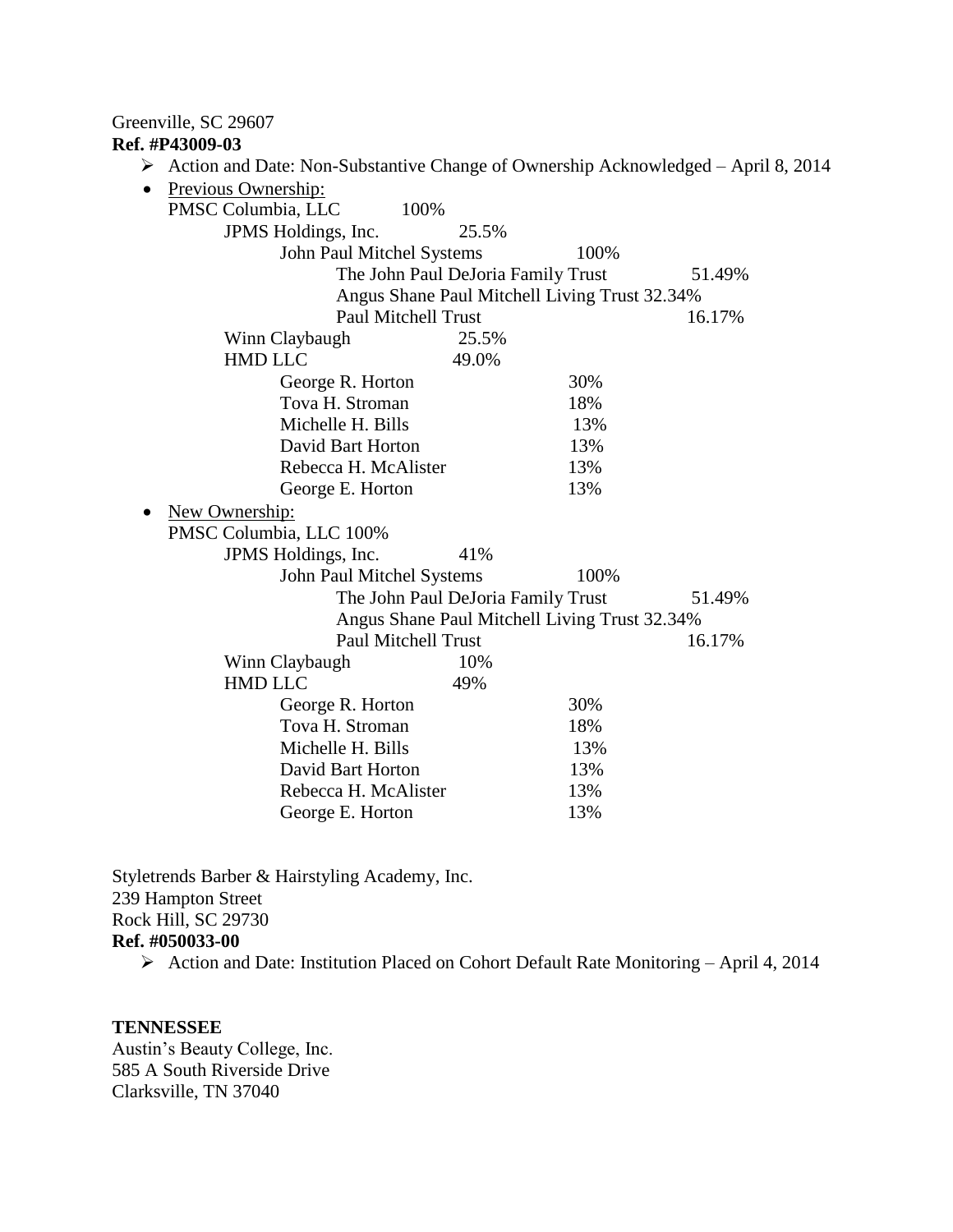Greenville, SC 29607

**Ref. #P43009-03**

- Action and Date: Non-Substantive Change of Ownership Acknowledged – April 8, 2014
- Previous Ownership:

  PMSC Columbia, LLC 100%
  - JPMS Holdings, Inc. 25.5%
    - John Paul Mitchel Systems 100%
      - The John Paul DeJoria Family Trust 51.49%
      - Angus Shane Paul Mitchell Living Trust 32.34%
      - Paul Mitchell Trust 16.17%
  - Winn Claybaugh 25.5%
  - HMD LLC 49.0%
    - George R. Horton 30%
    - Tova H. Stroman 18%
    - Michelle H. Bills 13%
    - David Bart Horton 13%
    - Rebecca H. McAlister 13%
    - George E. Horton 13%
- New Ownership:

  PMSC Columbia, LLC 100%
  - JPMS Holdings, Inc. 41%
    - John Paul Mitchel Systems 100%
      - The John Paul DeJoria Family Trust 51.49%
      - Angus Shane Paul Mitchell Living Trust 32.34%
      - Paul Mitchell Trust 16.17%
  - Winn Claybaugh 10%
  - HMD LLC 49%
    - George R. Horton 30%
    - Tova H. Stroman 18%
    - Michelle H. Bills 13%
    - David Bart Horton 13%
    - Rebecca H. McAlister 13%
    - George E. Horton 13%

Styletrends Barber & Hairstyling Academy, Inc.
239 Hampton Street
Rock Hill, SC 29730

**Ref. #050033-00**

- Action and Date: Institution Placed on Cohort Default Rate Monitoring – April 4, 2014

**TENNESSEE**

Austin's Beauty College, Inc.
585 A South Riverside Drive
Clarksville, TN 37040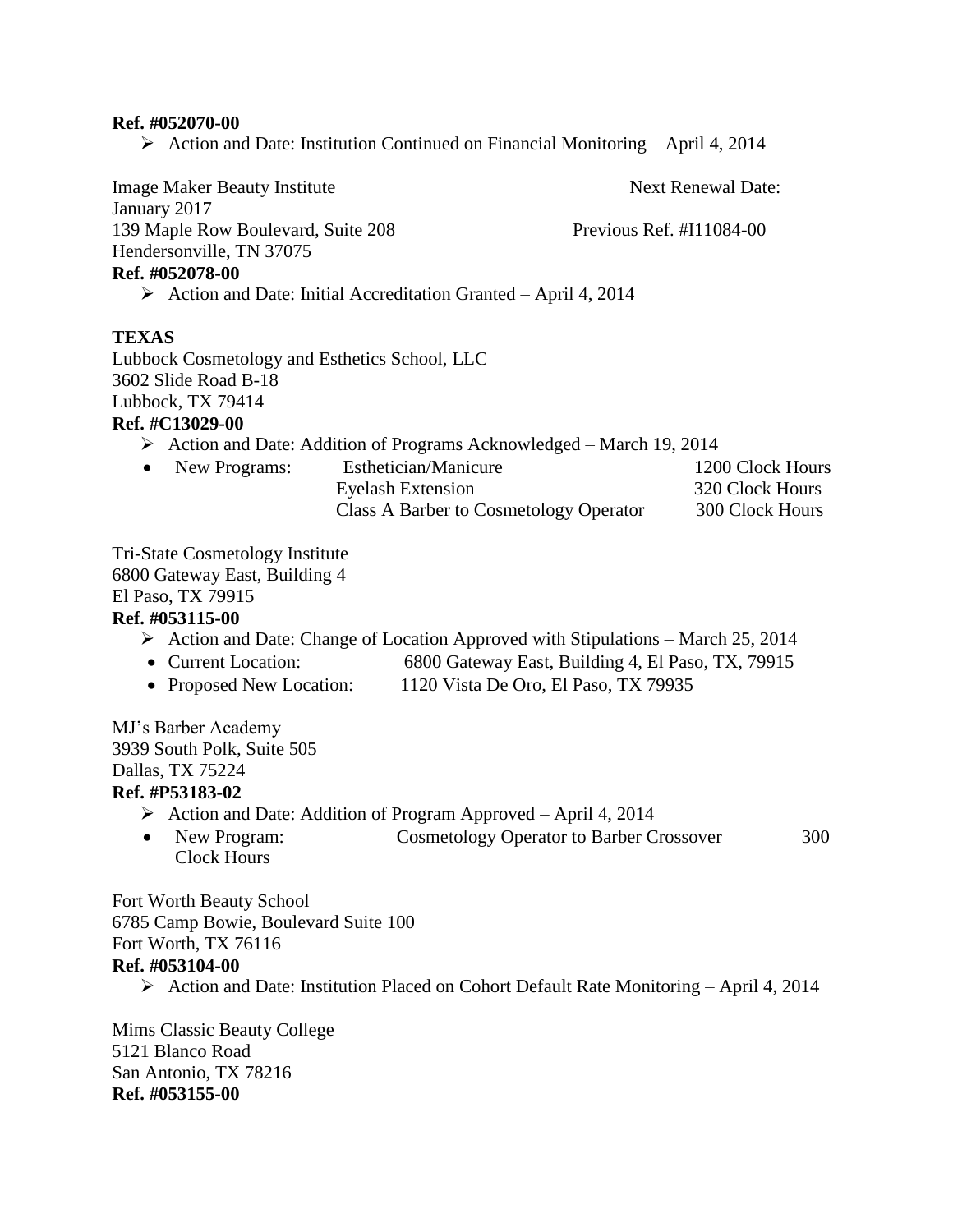**Ref. #052070-00**

- Action and Date: Institution Continued on Financial Monitoring – April 4, 2014

Image Maker Beauty Institute Next Renewal Date: January 2017
139 Maple Row Boulevard, Suite 208 Previous Ref. #I11084-00
Hendersonville, TN 37075
**Ref. #052078-00**

- Action and Date: Initial Accreditation Granted – April 4, 2014

**TEXAS**

Lubbock Cosmetology and Esthetics School, LLC
3602 Slide Road B-18
Lubbock, TX 79414
**Ref. #C13029-00**

- Action and Date: Addition of Programs Acknowledged – March 19, 2014
- New Programs:

| | |
|---|---|
| Esthetician/Manicure | 1200 Clock Hours |
| Eyelash Extension | 320 Clock Hours |
| Class A Barber to Cosmetology Operator | 300 Clock Hours |

Tri-State Cosmetology Institute
6800 Gateway East, Building 4
El Paso, TX 79915
**Ref. #053115-00**

- Action and Date: Change of Location Approved with Stipulations – March 25, 2014
- Current Location: 6800 Gateway East, Building 4, El Paso, TX, 79915
- Proposed New Location: 1120 Vista De Oro, El Paso, TX 79935

MJ's Barber Academy
3939 South Polk, Suite 505
Dallas, TX 75224
**Ref. #P53183-02**

- Action and Date: Addition of Program Approved – April 4, 2014
- New Program: Cosmetology Operator to Barber Crossover 300 Clock Hours

Fort Worth Beauty School
6785 Camp Bowie, Boulevard Suite 100
Fort Worth, TX 76116
**Ref. #053104-00**

- Action and Date: Institution Placed on Cohort Default Rate Monitoring – April 4, 2014

Mims Classic Beauty College
5121 Blanco Road
San Antonio, TX 78216
**Ref. #053155-00**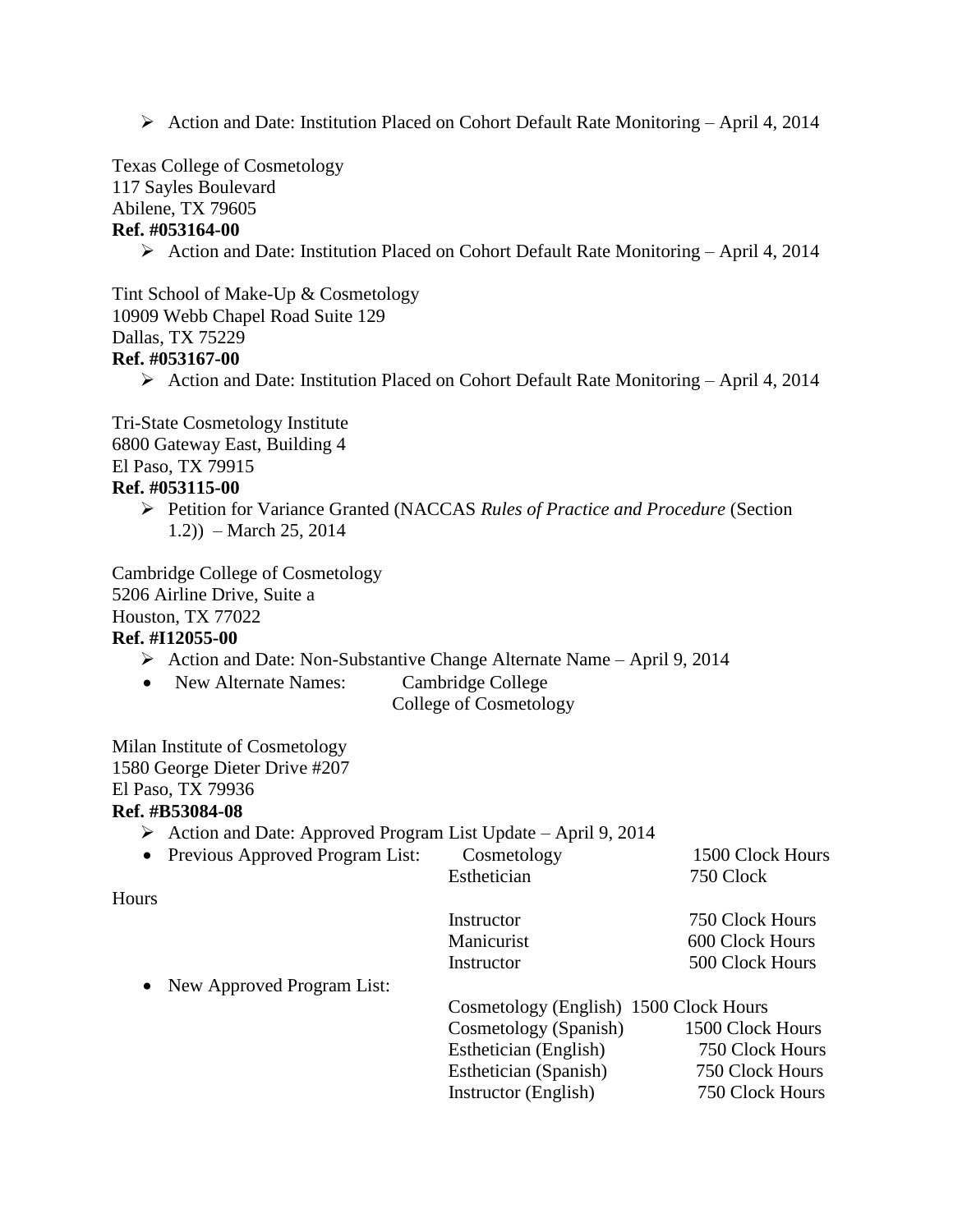- Action and Date: Institution Placed on Cohort Default Rate Monitoring – April 4, 2014

Texas College of Cosmetology
117 Sayles Boulevard
Abilene, TX 79605
**Ref. #053164-00**

- Action and Date: Institution Placed on Cohort Default Rate Monitoring – April 4, 2014

Tint School of Make-Up & Cosmetology
10909 Webb Chapel Road Suite 129
Dallas, TX 75229
**Ref. #053167-00**

- Action and Date: Institution Placed on Cohort Default Rate Monitoring – April 4, 2014

Tri-State Cosmetology Institute
6800 Gateway East, Building 4
El Paso, TX 79915
**Ref. #053115-00**

- Petition for Variance Granted (NACCAS *Rules of Practice and Procedure* (Section 1.2)) – March 25, 2014

Cambridge College of Cosmetology
5206 Airline Drive, Suite a
Houston, TX 77022
**Ref. #I12055-00**

- Action and Date: Non-Substantive Change Alternate Name – April 9, 2014
- New Alternate Names: Cambridge College
  College of Cosmetology

Milan Institute of Cosmetology
1580 George Dieter Drive #207
El Paso, TX 79936
**Ref. #B53084-08**

- Action and Date: Approved Program List Update – April 9, 2014
- Previous Approved Program List:

| Program | Hours |
|---|---|
| Cosmetology | 1500 Clock Hours |
| Esthetician | 750 Clock Hours |
| Instructor | 750 Clock Hours |
| Manicurist | 600 Clock Hours |
| Instructor | 500 Clock Hours |

- New Approved Program List:

| Program | Hours |
|---|---|
| Cosmetology (English) | 1500 Clock Hours |
| Cosmetology (Spanish) | 1500 Clock Hours |
| Esthetician (English) | 750 Clock Hours |
| Esthetician (Spanish) | 750 Clock Hours |
| Instructor (English) | 750 Clock Hours |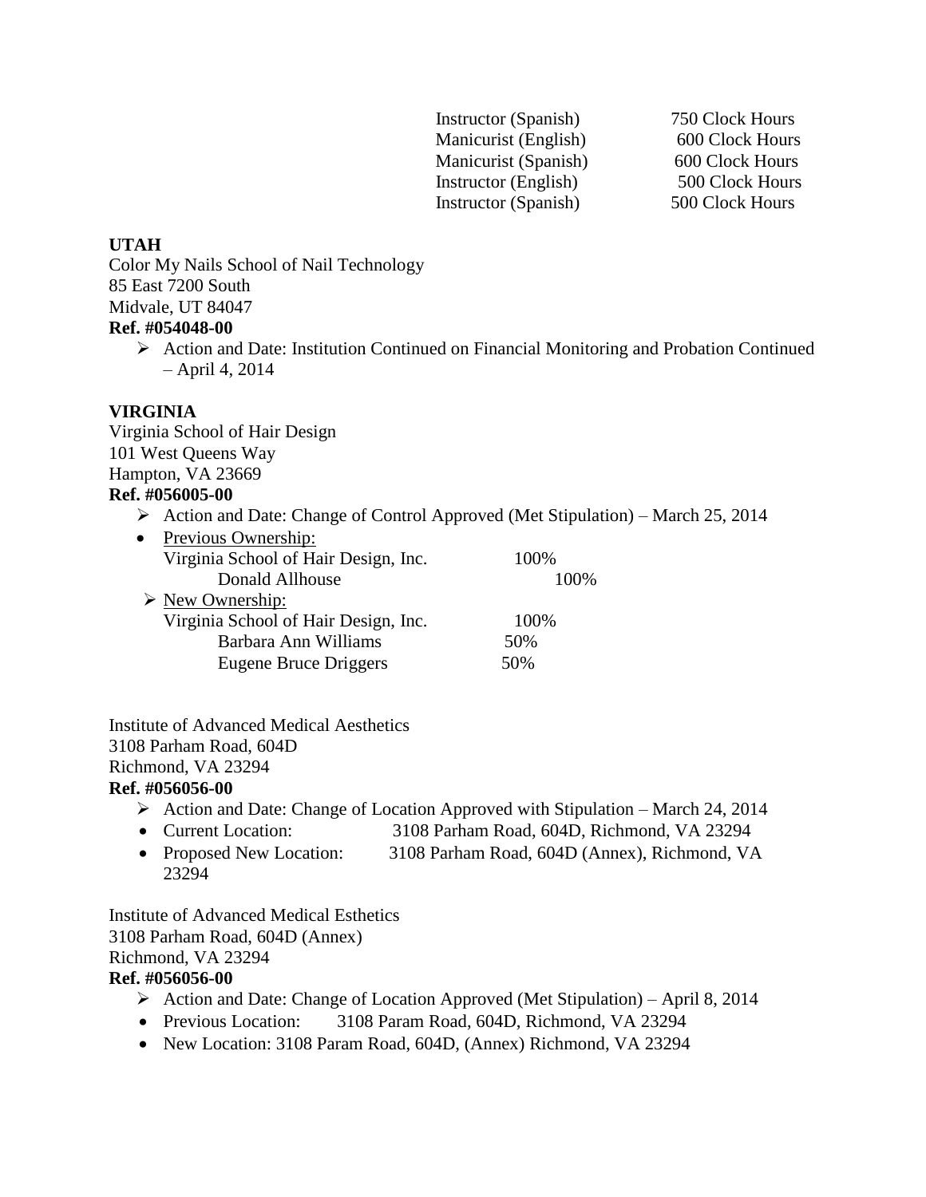| | |
|---|---|
| Instructor (Spanish) | 750 Clock Hours |
| Manicurist (English) | 600 Clock Hours |
| Manicurist (Spanish) | 600 Clock Hours |
| Instructor (English) | 500 Clock Hours |
| Instructor (Spanish) | 500 Clock Hours |

**UTAH**

Color My Nails School of Nail Technology
85 East 7200 South
Midvale, UT 84047
**Ref. #054048-00**

- Action and Date: Institution Continued on Financial Monitoring and Probation Continued – April 4, 2014

**VIRGINIA**

Virginia School of Hair Design
101 West Queens Way
Hampton, VA 23669
**Ref. #056005-00**

- Action and Date: Change of Control Approved (Met Stipulation) – March 25, 2014
- Previous Ownership:
  - Virginia School of Hair Design, Inc. 100%
    - Donald Allhouse 100%
- New Ownership:
  - Virginia School of Hair Design, Inc. 100%
    - Barbara Ann Williams 50%
    - Eugene Bruce Driggers 50%

Institute of Advanced Medical Aesthetics
3108 Parham Road, 604D
Richmond, VA 23294
**Ref. #056056-00**

- Action and Date: Change of Location Approved with Stipulation – March 24, 2014
- Current Location: 3108 Parham Road, 604D, Richmond, VA 23294
- Proposed New Location: 3108 Parham Road, 604D (Annex), Richmond, VA 23294

Institute of Advanced Medical Esthetics
3108 Parham Road, 604D (Annex)
Richmond, VA 23294
**Ref. #056056-00**

- Action and Date: Change of Location Approved (Met Stipulation) – April 8, 2014
- Previous Location: 3108 Param Road, 604D, Richmond, VA 23294
- New Location: 3108 Param Road, 604D, (Annex) Richmond, VA 23294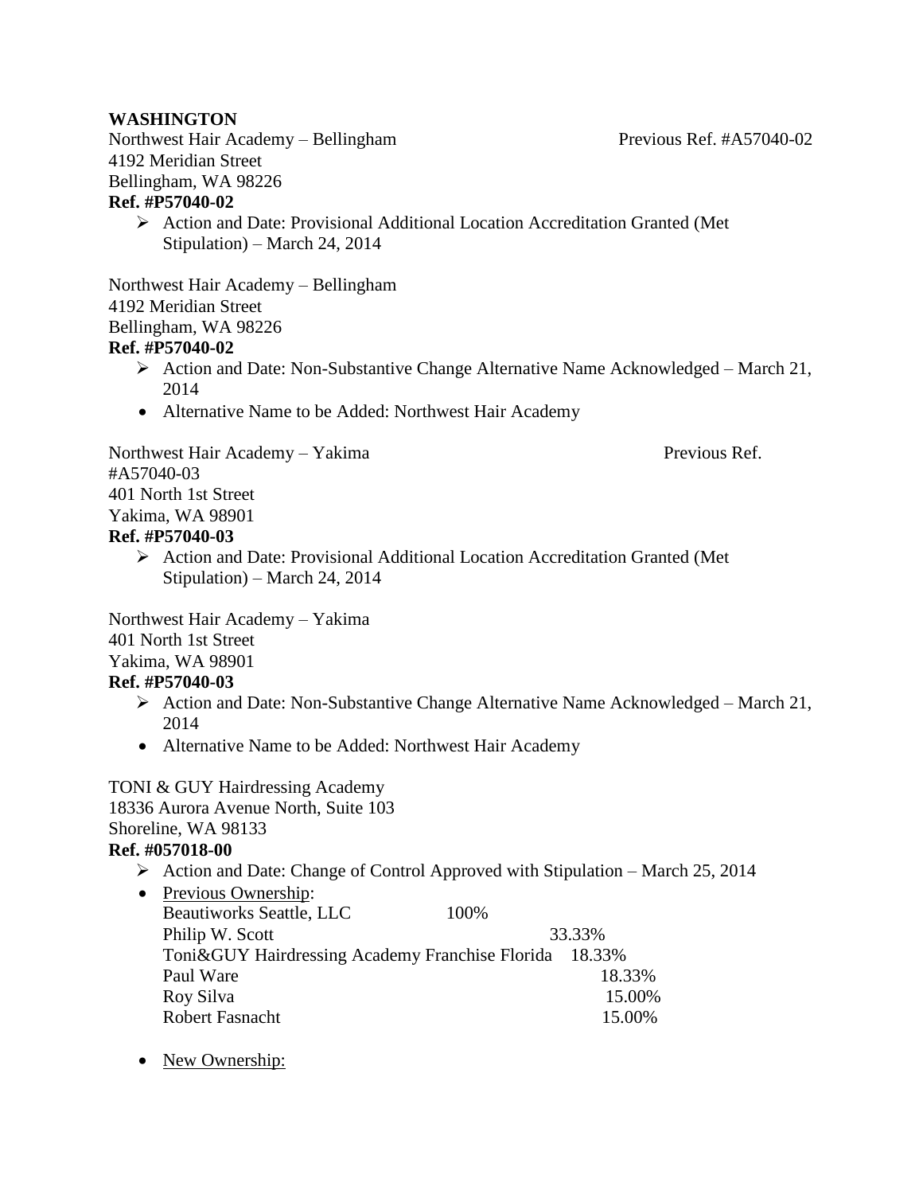**WASHINGTON**

Northwest Hair Academy – Bellingham Previous Ref. #A57040-02
4192 Meridian Street
Bellingham, WA 98226
**Ref. #P57040-02**

- Action and Date: Provisional Additional Location Accreditation Granted (Met Stipulation) – March 24, 2014

Northwest Hair Academy – Bellingham
4192 Meridian Street
Bellingham, WA 98226
**Ref. #P57040-02**

- Action and Date: Non-Substantive Change Alternative Name Acknowledged – March 21, 2014
- Alternative Name to be Added: Northwest Hair Academy

Northwest Hair Academy – Yakima Previous Ref. #A57040-03
401 North 1st Street
Yakima, WA 98901
**Ref. #P57040-03**

- Action and Date: Provisional Additional Location Accreditation Granted (Met Stipulation) – March 24, 2014

Northwest Hair Academy – Yakima
401 North 1st Street
Yakima, WA 98901
**Ref. #P57040-03**

- Action and Date: Non-Substantive Change Alternative Name Acknowledged – March 21, 2014
- Alternative Name to be Added: Northwest Hair Academy

TONI & GUY Hairdressing Academy
18336 Aurora Avenue North, Suite 103
Shoreline, WA 98133
**Ref. #057018-00**

- Action and Date: Change of Control Approved with Stipulation – March 25, 2014
- Previous Ownership:

| | | |
|---|---|---|
| Beautiworks Seattle, LLC | 100% | |
| Philip W. Scott | | 33.33% |
| Toni&GUY Hairdressing Academy Franchise Florida | | 18.33% |
| Paul Ware | | 18.33% |
| Roy Silva | | 15.00% |
| Robert Fasnacht | | 15.00% |

- New Ownership: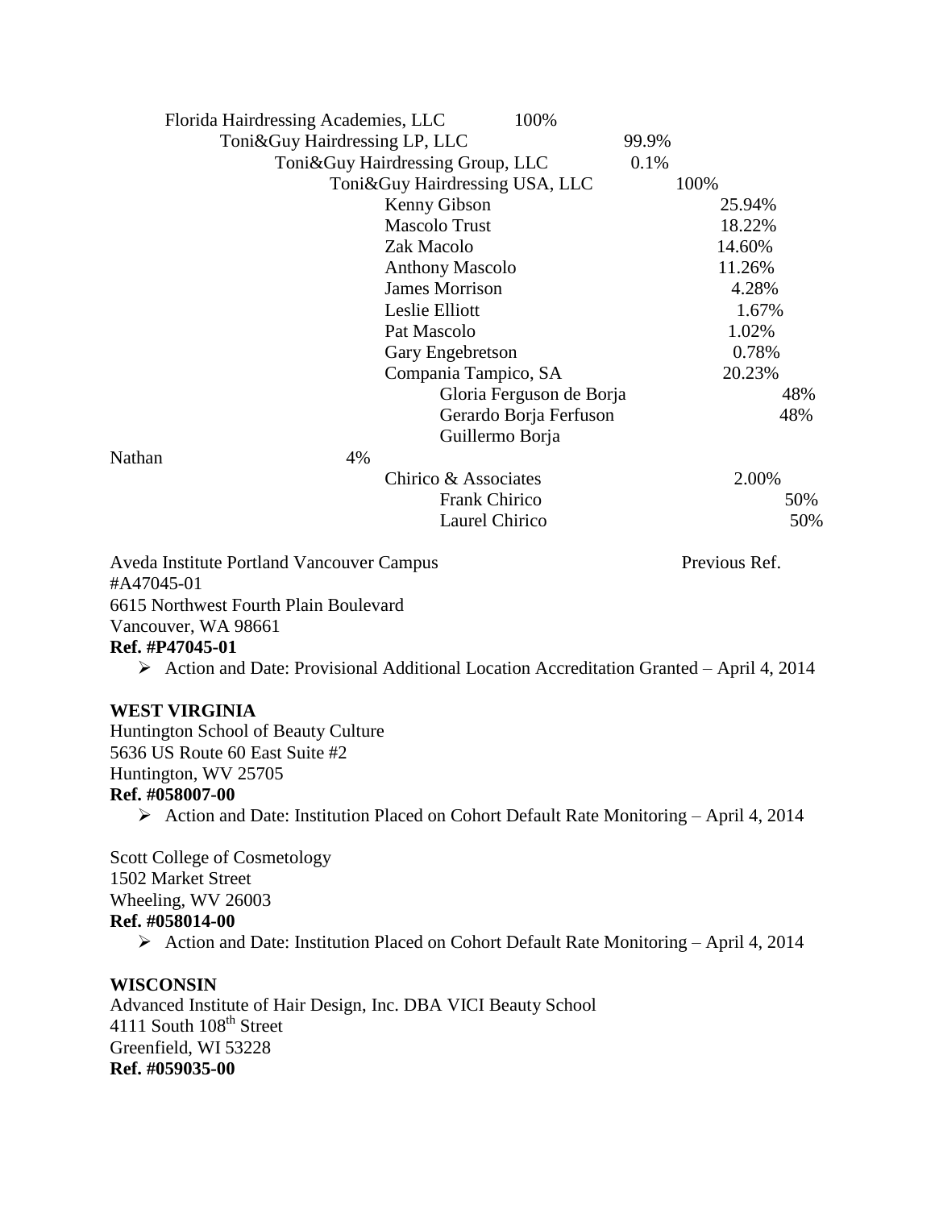Florida Hairdressing Academies, LLC 100%

Toni&Guy Hairdressing LP, LLC 99.9%

Toni&Guy Hairdressing Group, LLC 0.1%

Toni&Guy Hairdressing USA, LLC 100%

| | | |
|---|---|---|
| Kenny Gibson | 25.94% | |
| Mascolo Trust | 18.22% | |
| Zak Macolo | 14.60% | |
| Anthony Mascolo | 11.26% | |
| James Morrison | 4.28% | |
| Leslie Elliott | 1.67% | |
| Pat Mascolo | 1.02% | |
| Gary Engebretson | 0.78% | |
| Compania Tampico, SA | 20.23% | |
| Gloria Ferguson de Borja | | 48% |
| Gerardo Borja Ferfuson | | 48% |
| Guillermo Borja Nathan | | 4% |
| Chirico & Associates | 2.00% | |
| Frank Chirico | | 50% |
| Laurel Chirico | | 50% |

Aveda Institute Portland Vancouver Campus Previous Ref. #A47045-01
6615 Northwest Fourth Plain Boulevard
Vancouver, WA 98661
**Ref. #P47045-01**

- Action and Date: Provisional Additional Location Accreditation Granted – April 4, 2014

**WEST VIRGINIA**

Huntington School of Beauty Culture
5636 US Route 60 East Suite #2
Huntington, WV 25705
**Ref. #058007-00**

- Action and Date: Institution Placed on Cohort Default Rate Monitoring – April 4, 2014

Scott College of Cosmetology
1502 Market Street
Wheeling, WV 26003
**Ref. #058014-00**

- Action and Date: Institution Placed on Cohort Default Rate Monitoring – April 4, 2014

**WISCONSIN**

Advanced Institute of Hair Design, Inc. DBA VICI Beauty School
4111 South 108th Street
Greenfield, WI 53228
**Ref. #059035-00**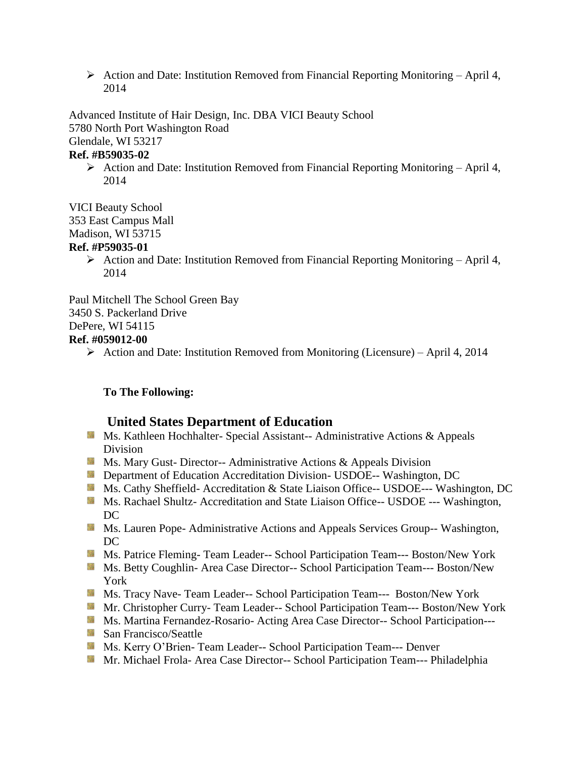- Action and Date: Institution Removed from Financial Reporting Monitoring – April 4, 2014

Advanced Institute of Hair Design, Inc. DBA VICI Beauty School
5780 North Port Washington Road
Glendale, WI 53217
**Ref. #B59035-02**

- Action and Date: Institution Removed from Financial Reporting Monitoring – April 4, 2014

VICI Beauty School
353 East Campus Mall
Madison, WI 53715
**Ref. #P59035-01**

- Action and Date: Institution Removed from Financial Reporting Monitoring – April 4, 2014

Paul Mitchell The School Green Bay
3450 S. Packerland Drive
DePere, WI 54115
**Ref. #059012-00**

- Action and Date: Institution Removed from Monitoring (Licensure) – April 4, 2014

**To The Following:**

## United States Department of Education

- Ms. Kathleen Hochhalter- Special Assistant-- Administrative Actions & Appeals Division
- Ms. Mary Gust- Director-- Administrative Actions & Appeals Division
- Department of Education Accreditation Division- USDOE-- Washington, DC
- Ms. Cathy Sheffield- Accreditation & State Liaison Office-- USDOE--- Washington, DC
- Ms. Rachael Shultz- Accreditation and State Liaison Office-- USDOE --- Washington, DC
- Ms. Lauren Pope- Administrative Actions and Appeals Services Group-- Washington, DC
- Ms. Patrice Fleming- Team Leader-- School Participation Team--- Boston/New York
- Ms. Betty Coughlin- Area Case Director-- School Participation Team--- Boston/New York
- Ms. Tracy Nave- Team Leader-- School Participation Team--- Boston/New York
- Mr. Christopher Curry- Team Leader-- School Participation Team--- Boston/New York
- Ms. Martina Fernandez-Rosario- Acting Area Case Director-- School Participation---
- San Francisco/Seattle
- Ms. Kerry O'Brien- Team Leader-- School Participation Team--- Denver
- Mr. Michael Frola- Area Case Director-- School Participation Team--- Philadelphia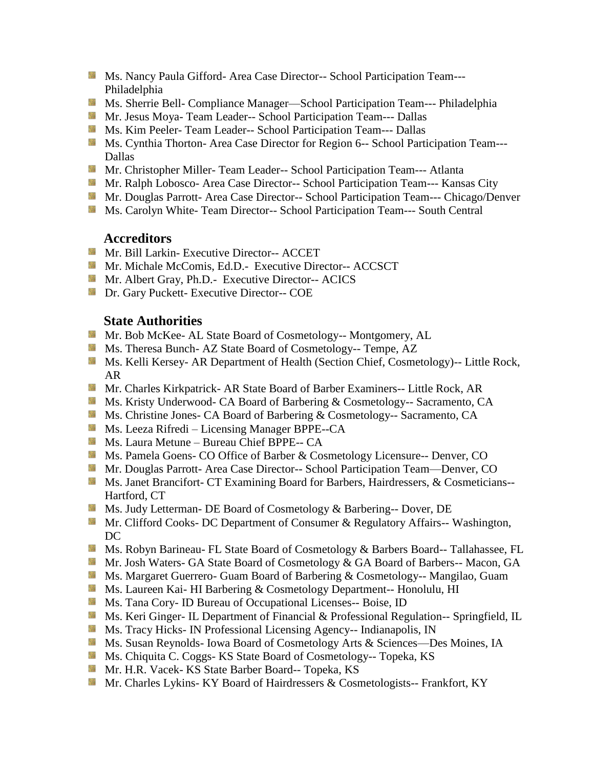- Ms. Nancy Paula Gifford- Area Case Director-- School Participation Team--- Philadelphia
- Ms. Sherrie Bell- Compliance Manager—School Participation Team--- Philadelphia
- Mr. Jesus Moya- Team Leader-- School Participation Team--- Dallas
- Ms. Kim Peeler- Team Leader-- School Participation Team--- Dallas
- Ms. Cynthia Thorton- Area Case Director for Region 6-- School Participation Team--- Dallas
- Mr. Christopher Miller- Team Leader-- School Participation Team--- Atlanta
- Mr. Ralph Lobosco- Area Case Director-- School Participation Team--- Kansas City
- Mr. Douglas Parrott- Area Case Director-- School Participation Team--- Chicago/Denver
- Ms. Carolyn White- Team Director-- School Participation Team--- South Central

### Accreditors

- Mr. Bill Larkin- Executive Director-- ACCET
- Mr. Michale McComis, Ed.D.- Executive Director-- ACCSCT
- Mr. Albert Gray, Ph.D.- Executive Director-- ACICS
- Dr. Gary Puckett- Executive Director-- COE

### State Authorities

- Mr. Bob McKee- AL State Board of Cosmetology-- Montgomery, AL
- Ms. Theresa Bunch- AZ State Board of Cosmetology-- Tempe, AZ
- Ms. Kelli Kersey- AR Department of Health (Section Chief, Cosmetology)-- Little Rock, AR
- Mr. Charles Kirkpatrick- AR State Board of Barber Examiners-- Little Rock, AR
- Ms. Kristy Underwood- CA Board of Barbering & Cosmetology-- Sacramento, CA
- Ms. Christine Jones- CA Board of Barbering & Cosmetology-- Sacramento, CA
- Ms. Leeza Rifredi – Licensing Manager BPPE--CA
- Ms. Laura Metune – Bureau Chief BPPE-- CA
- Ms. Pamela Goens- CO Office of Barber & Cosmetology Licensure-- Denver, CO
- Mr. Douglas Parrott- Area Case Director-- School Participation Team—Denver, CO
- Ms. Janet Brancifort- CT Examining Board for Barbers, Hairdressers, & Cosmeticians-- Hartford, CT
- Ms. Judy Letterman- DE Board of Cosmetology & Barbering-- Dover, DE
- Mr. Clifford Cooks- DC Department of Consumer & Regulatory Affairs-- Washington, DC
- Ms. Robyn Barineau- FL State Board of Cosmetology & Barbers Board-- Tallahassee, FL
- Mr. Josh Waters- GA State Board of Cosmetology & GA Board of Barbers-- Macon, GA
- Ms. Margaret Guerrero- Guam Board of Barbering & Cosmetology-- Mangilao, Guam
- Ms. Laureen Kai- HI Barbering & Cosmetology Department-- Honolulu, HI
- Ms. Tana Cory- ID Bureau of Occupational Licenses-- Boise, ID
- Ms. Keri Ginger- IL Department of Financial & Professional Regulation-- Springfield, IL
- Ms. Tracy Hicks- IN Professional Licensing Agency-- Indianapolis, IN
- Ms. Susan Reynolds- Iowa Board of Cosmetology Arts & Sciences—Des Moines, IA
- Ms. Chiquita C. Coggs- KS State Board of Cosmetology-- Topeka, KS
- Mr. H.R. Vacek- KS State Barber Board-- Topeka, KS
- Mr. Charles Lykins- KY Board of Hairdressers & Cosmetologists-- Frankfort, KY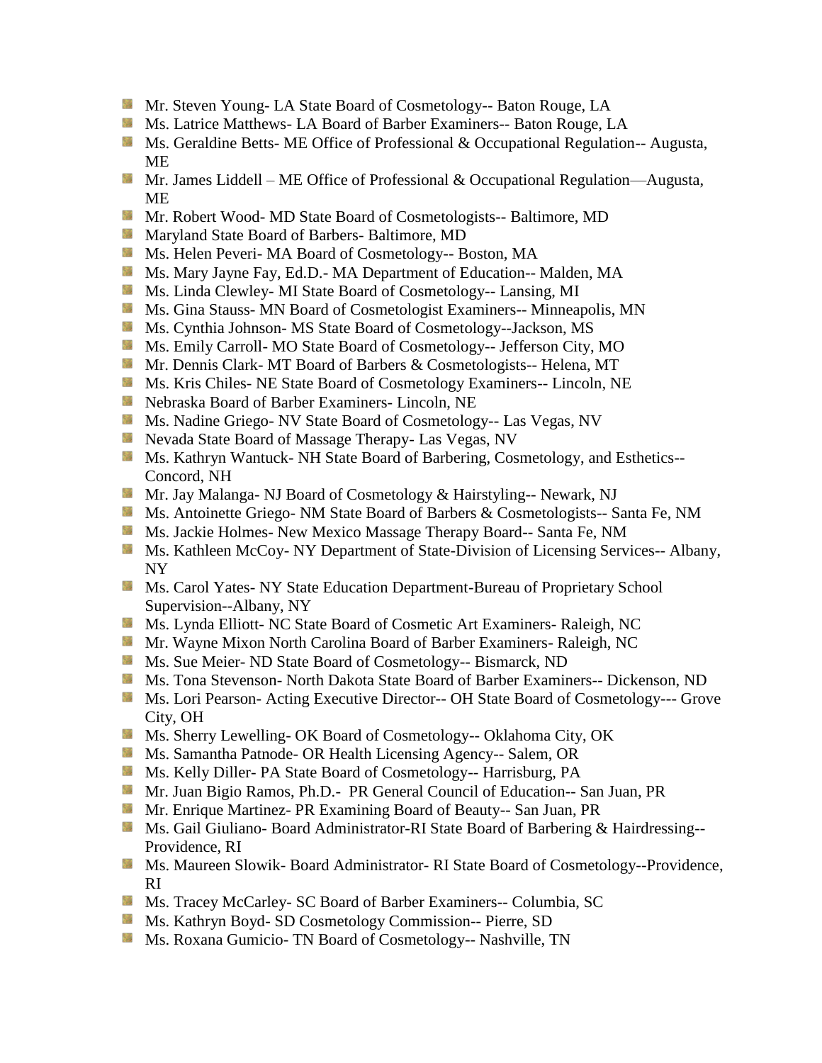- Mr. Steven Young- LA State Board of Cosmetology-- Baton Rouge, LA
- Ms. Latrice Matthews- LA Board of Barber Examiners-- Baton Rouge, LA
- Ms. Geraldine Betts- ME Office of Professional & Occupational Regulation-- Augusta, ME
- Mr. James Liddell – ME Office of Professional & Occupational Regulation—Augusta, ME
- Mr. Robert Wood- MD State Board of Cosmetologists-- Baltimore, MD
- Maryland State Board of Barbers- Baltimore, MD
- Ms. Helen Peveri- MA Board of Cosmetology-- Boston, MA
- Ms. Mary Jayne Fay, Ed.D.- MA Department of Education-- Malden, MA
- Ms. Linda Clewley- MI State Board of Cosmetology-- Lansing, MI
- Ms. Gina Stauss- MN Board of Cosmetologist Examiners-- Minneapolis, MN
- Ms. Cynthia Johnson- MS State Board of Cosmetology--Jackson, MS
- Ms. Emily Carroll- MO State Board of Cosmetology-- Jefferson City, MO
- Mr. Dennis Clark- MT Board of Barbers & Cosmetologists-- Helena, MT
- Ms. Kris Chiles- NE State Board of Cosmetology Examiners-- Lincoln, NE
- Nebraska Board of Barber Examiners- Lincoln, NE
- Ms. Nadine Griego- NV State Board of Cosmetology-- Las Vegas, NV
- Nevada State Board of Massage Therapy- Las Vegas, NV
- Ms. Kathryn Wantuck- NH State Board of Barbering, Cosmetology, and Esthetics-- Concord, NH
- Mr. Jay Malanga- NJ Board of Cosmetology & Hairstyling-- Newark, NJ
- Ms. Antoinette Griego- NM State Board of Barbers & Cosmetologists-- Santa Fe, NM
- Ms. Jackie Holmes- New Mexico Massage Therapy Board-- Santa Fe, NM
- Ms. Kathleen McCoy- NY Department of State-Division of Licensing Services-- Albany, NY
- Ms. Carol Yates- NY State Education Department-Bureau of Proprietary School Supervision--Albany, NY
- Ms. Lynda Elliott- NC State Board of Cosmetic Art Examiners- Raleigh, NC
- Mr. Wayne Mixon North Carolina Board of Barber Examiners- Raleigh, NC
- Ms. Sue Meier- ND State Board of Cosmetology-- Bismarck, ND
- Ms. Tona Stevenson- North Dakota State Board of Barber Examiners-- Dickenson, ND
- Ms. Lori Pearson- Acting Executive Director-- OH State Board of Cosmetology--- Grove City, OH
- Ms. Sherry Lewelling- OK Board of Cosmetology-- Oklahoma City, OK
- Ms. Samantha Patnode- OR Health Licensing Agency-- Salem, OR
- Ms. Kelly Diller- PA State Board of Cosmetology-- Harrisburg, PA
- Mr. Juan Bigio Ramos, Ph.D.- PR General Council of Education-- San Juan, PR
- Mr. Enrique Martinez- PR Examining Board of Beauty-- San Juan, PR
- Ms. Gail Giuliano- Board Administrator-RI State Board of Barbering & Hairdressing-- Providence, RI
- Ms. Maureen Slowik- Board Administrator- RI State Board of Cosmetology--Providence, RI
- Ms. Tracey McCarley- SC Board of Barber Examiners-- Columbia, SC
- Ms. Kathryn Boyd- SD Cosmetology Commission-- Pierre, SD
- Ms. Roxana Gumicio- TN Board of Cosmetology-- Nashville, TN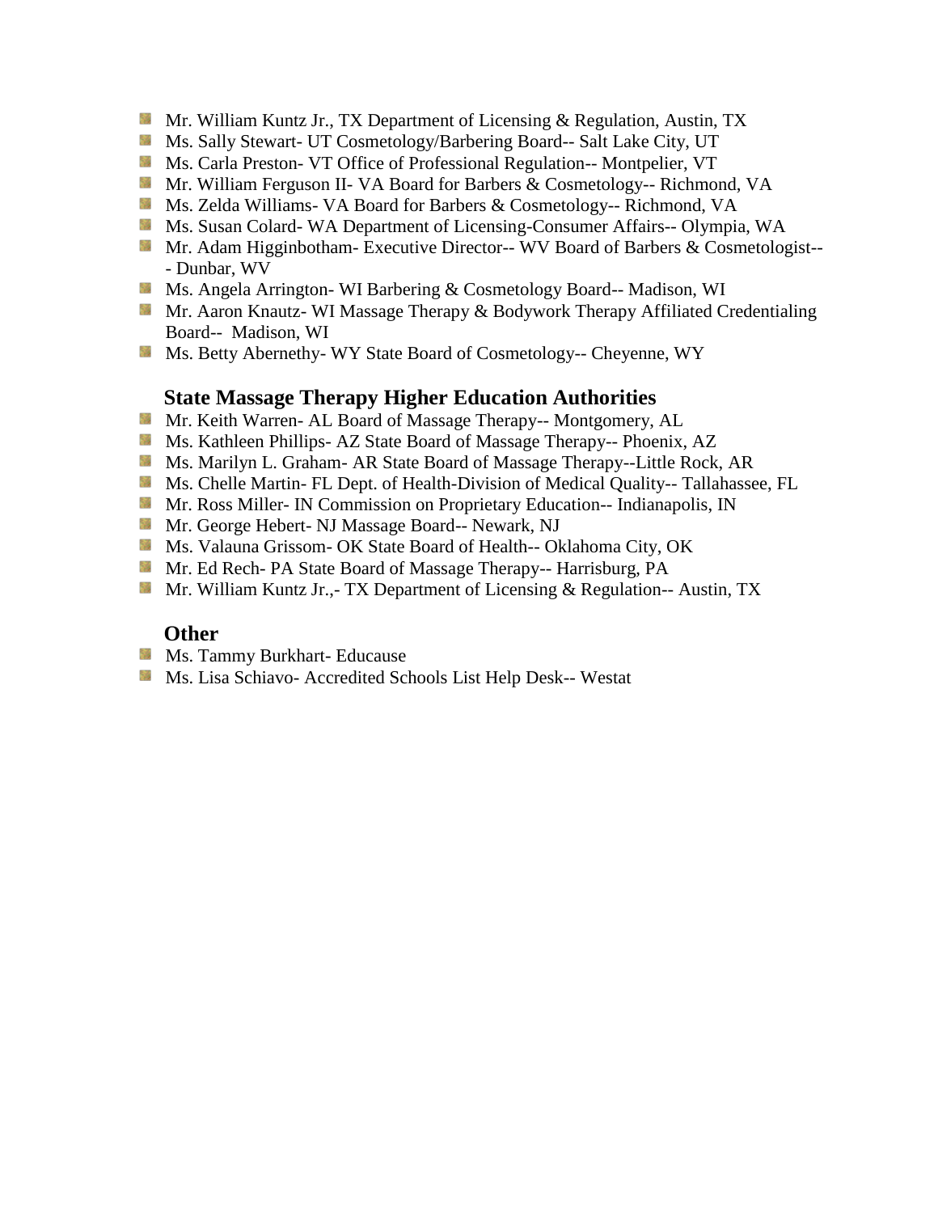- Mr. William Kuntz Jr., TX Department of Licensing & Regulation, Austin, TX
- Ms. Sally Stewart- UT Cosmetology/Barbering Board-- Salt Lake City, UT
- Ms. Carla Preston- VT Office of Professional Regulation-- Montpelier, VT
- Mr. William Ferguson II- VA Board for Barbers & Cosmetology-- Richmond, VA
- Ms. Zelda Williams- VA Board for Barbers & Cosmetology-- Richmond, VA
- Ms. Susan Colard- WA Department of Licensing-Consumer Affairs-- Olympia, WA
- Mr. Adam Higginbotham- Executive Director-- WV Board of Barbers & Cosmetologist--- Dunbar, WV
- Ms. Angela Arrington- WI Barbering & Cosmetology Board-- Madison, WI
- Mr. Aaron Knautz- WI Massage Therapy & Bodywork Therapy Affiliated Credentialing Board-- Madison, WI
- Ms. Betty Abernethy- WY State Board of Cosmetology-- Cheyenne, WY

### State Massage Therapy Higher Education Authorities

- Mr. Keith Warren- AL Board of Massage Therapy-- Montgomery, AL
- Ms. Kathleen Phillips- AZ State Board of Massage Therapy-- Phoenix, AZ
- Ms. Marilyn L. Graham- AR State Board of Massage Therapy--Little Rock, AR
- Ms. Chelle Martin- FL Dept. of Health-Division of Medical Quality-- Tallahassee, FL
- Mr. Ross Miller- IN Commission on Proprietary Education-- Indianapolis, IN
- Mr. George Hebert- NJ Massage Board-- Newark, NJ
- Ms. Valauna Grissom- OK State Board of Health-- Oklahoma City, OK
- Mr. Ed Rech- PA State Board of Massage Therapy-- Harrisburg, PA
- Mr. William Kuntz Jr.,- TX Department of Licensing & Regulation-- Austin, TX

### Other

- Ms. Tammy Burkhart- Educause
- Ms. Lisa Schiavo- Accredited Schools List Help Desk-- Westat